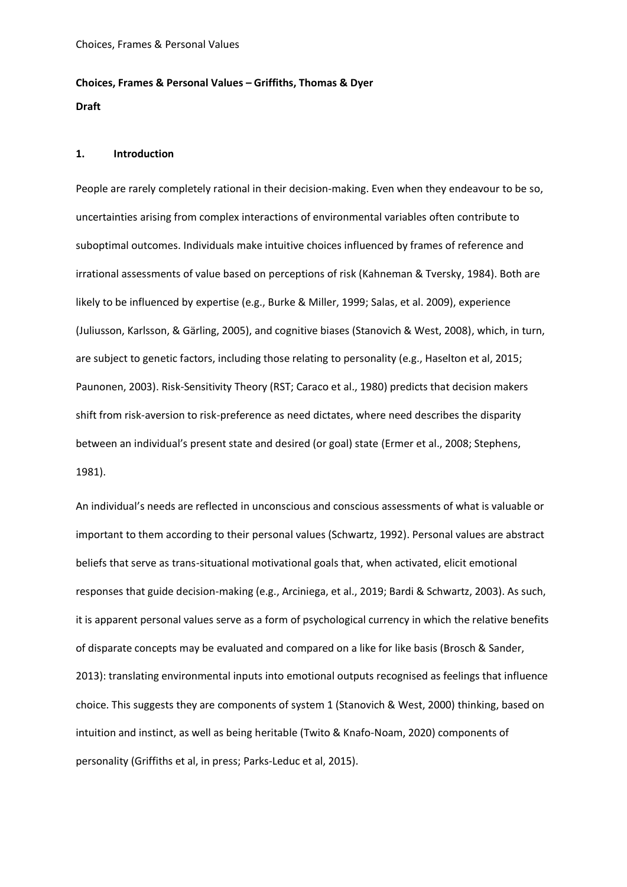**Choices, Frames & Personal Values – Griffiths, Thomas & Dyer**

**Draft**

## 1. Introduction

People are rarely completely rational in their decision-making. Even when they endeavour to be so, uncertainties arising from complex interactions of environmental variables often contribute to suboptimal outcomes. Individuals make intuitive choices influenced by frames of reference and irrational assessments of value based on perceptions of risk (Kahneman & Tversky, 1984). Both are likely to be influenced by expertise (e.g., Burke & Miller, 1999; Salas, et al. 2009), experience (Juliusson, Karlsson, & Gärling, 2005), and cognitive biases (Stanovich & West, 2008), which, in turn, are subject to genetic factors, including those relating to personality (e.g., Haselton et al, 2015; Paunonen, 2003). Risk-Sensitivity Theory (RST; Caraco et al., 1980) predicts that decision makers shift from risk-aversion to risk-preference as need dictates, where need describes the disparity between an individual's present state and desired (or goal) state (Ermer et al., 2008; Stephens, 1981).

An individual's needs are reflected in unconscious and conscious assessments of what is valuable or important to them according to their personal values (Schwartz, 1992). Personal values are abstract beliefs that serve as trans-situational motivational goals that, when activated, elicit emotional responses that guide decision-making (e.g., Arciniega, et al., 2019; Bardi & Schwartz, 2003). As such, it is apparent personal values serve as a form of psychological currency in which the relative benefits of disparate concepts may be evaluated and compared on a like for like basis (Brosch & Sander, 2013): translating environmental inputs into emotional outputs recognised as feelings that influence choice. This suggests they are components of system 1 (Stanovich & West, 2000) thinking, based on intuition and instinct, as well as being heritable (Twito & Knafo-Noam, 2020) components of personality (Griffiths et al, in press; Parks-Leduc et al, 2015).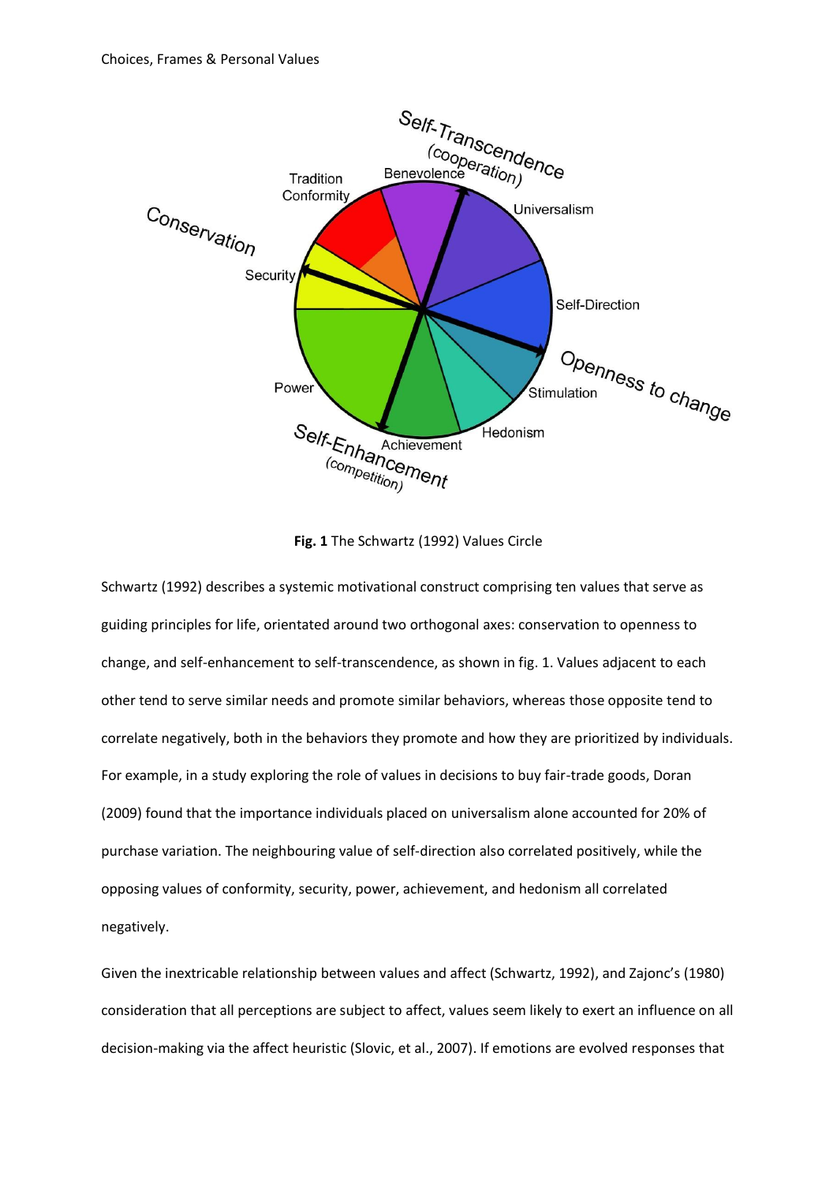**Fig. 1** The Schwartz (1992) Values Circle

Schwartz (1992) describes a systemic motivational construct comprising ten values that serve as guiding principles for life, orientated around two orthogonal axes: conservation to openness to change, and self-enhancement to self-transcendence, as shown in fig. 1. Values adjacent to each other tend to serve similar needs and promote similar behaviors, whereas those opposite tend to correlate negatively, both in the behaviors they promote and how they are prioritized by individuals. For example, in a study exploring the role of values in decisions to buy fair-trade goods, Doran (2009) found that the importance individuals placed on universalism alone accounted for 20% of purchase variation. The neighbouring value of self-direction also correlated positively, while the opposing values of conformity, security, power, achievement, and hedonism all correlated negatively.

Given the inextricable relationship between values and affect (Schwartz, 1992), and Zajonc's (1980) consideration that all perceptions are subject to affect, values seem likely to exert an influence on all decision-making via the affect heuristic (Slovic, et al., 2007). If emotions are evolved responses that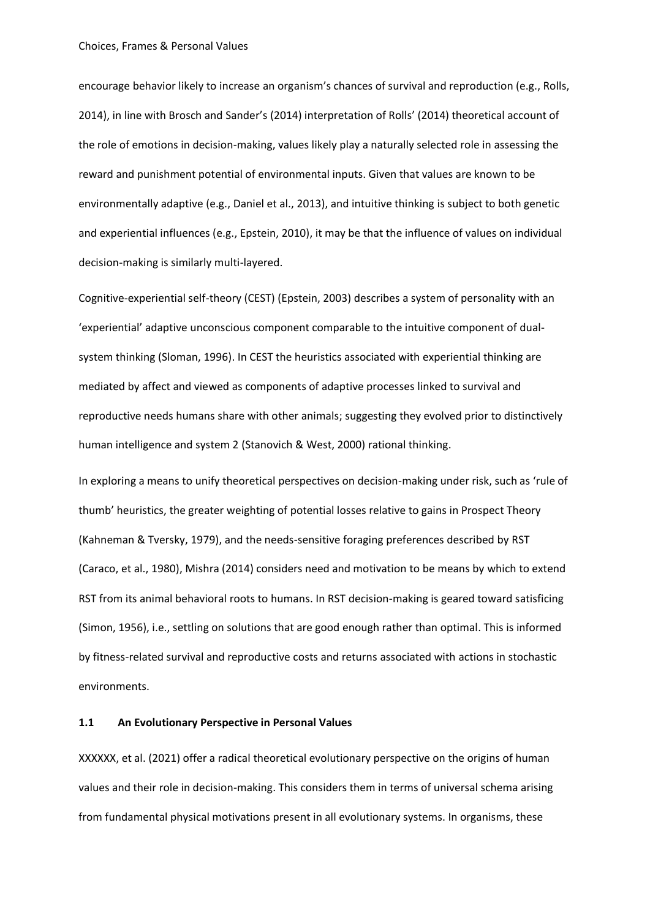encourage behavior likely to increase an organism's chances of survival and reproduction (e.g., Rolls, 2014), in line with Brosch and Sander's (2014) interpretation of Rolls' (2014) theoretical account of the role of emotions in decision-making, values likely play a naturally selected role in assessing the reward and punishment potential of environmental inputs. Given that values are known to be environmentally adaptive (e.g., Daniel et al., 2013), and intuitive thinking is subject to both genetic and experiential influences (e.g., Epstein, 2010), it may be that the influence of values on individual decision-making is similarly multi-layered.

Cognitive-experiential self-theory (CEST) (Epstein, 2003) describes a system of personality with an 'experiential' adaptive unconscious component comparable to the intuitive component of dual-system thinking (Sloman, 1996). In CEST the heuristics associated with experiential thinking are mediated by affect and viewed as components of adaptive processes linked to survival and reproductive needs humans share with other animals; suggesting they evolved prior to distinctively human intelligence and system 2 (Stanovich & West, 2000) rational thinking.

In exploring a means to unify theoretical perspectives on decision-making under risk, such as 'rule of thumb' heuristics, the greater weighting of potential losses relative to gains in Prospect Theory (Kahneman & Tversky, 1979), and the needs-sensitive foraging preferences described by RST (Caraco, et al., 1980), Mishra (2014) considers need and motivation to be means by which to extend RST from its animal behavioral roots to humans. In RST decision-making is geared toward satisficing (Simon, 1956), i.e., settling on solutions that are good enough rather than optimal. This is informed by fitness-related survival and reproductive costs and returns associated with actions in stochastic environments.

## 1.1 An Evolutionary Perspective in Personal Values

XXXXXX, et al. (2021) offer a radical theoretical evolutionary perspective on the origins of human values and their role in decision-making. This considers them in terms of universal schema arising from fundamental physical motivations present in all evolutionary systems. In organisms, these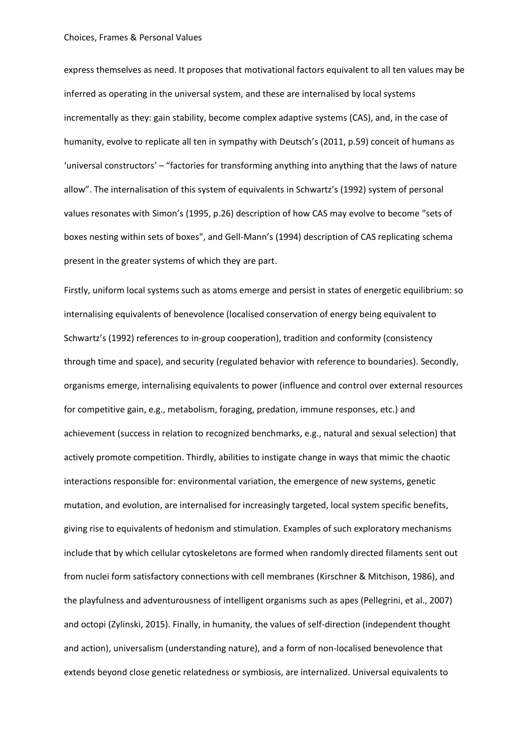express themselves as need. It proposes that motivational factors equivalent to all ten values may be inferred as operating in the universal system, and these are internalised by local systems incrementally as they: gain stability, become complex adaptive systems (CAS), and, in the case of humanity, evolve to replicate all ten in sympathy with Deutsch's (2011, p.59) conceit of humans as 'universal constructors' – "factories for transforming anything into anything that the laws of nature allow". The internalisation of this system of equivalents in Schwartz's (1992) system of personal values resonates with Simon's (1995, p.26) description of how CAS may evolve to become "sets of boxes nesting within sets of boxes", and Gell-Mann's (1994) description of CAS replicating schema present in the greater systems of which they are part.

Firstly, uniform local systems such as atoms emerge and persist in states of energetic equilibrium: so internalising equivalents of benevolence (localised conservation of energy being equivalent to Schwartz's (1992) references to in-group cooperation), tradition and conformity (consistency through time and space), and security (regulated behavior with reference to boundaries). Secondly, organisms emerge, internalising equivalents to power (influence and control over external resources for competitive gain, e.g., metabolism, foraging, predation, immune responses, etc.) and achievement (success in relation to recognized benchmarks, e.g., natural and sexual selection) that actively promote competition. Thirdly, abilities to instigate change in ways that mimic the chaotic interactions responsible for: environmental variation, the emergence of new systems, genetic mutation, and evolution, are internalised for increasingly targeted, local system specific benefits, giving rise to equivalents of hedonism and stimulation. Examples of such exploratory mechanisms include that by which cellular cytoskeletons are formed when randomly directed filaments sent out from nuclei form satisfactory connections with cell membranes (Kirschner & Mitchison, 1986), and the playfulness and adventurousness of intelligent organisms such as apes (Pellegrini, et al., 2007) and octopi (Zylinski, 2015). Finally, in humanity, the values of self-direction (independent thought and action), universalism (understanding nature), and a form of non-localised benevolence that extends beyond close genetic relatedness or symbiosis, are internalized. Universal equivalents to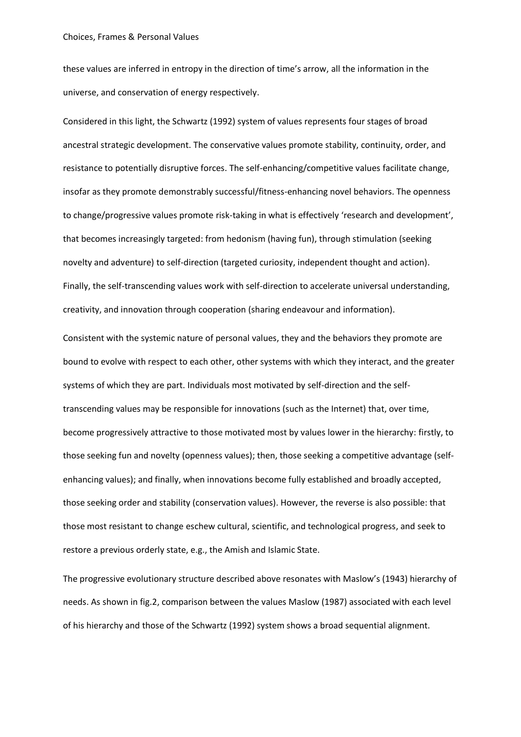these values are inferred in entropy in the direction of time's arrow, all the information in the universe, and conservation of energy respectively.

Considered in this light, the Schwartz (1992) system of values represents four stages of broad ancestral strategic development. The conservative values promote stability, continuity, order, and resistance to potentially disruptive forces. The self-enhancing/competitive values facilitate change, insofar as they promote demonstrably successful/fitness-enhancing novel behaviors. The openness to change/progressive values promote risk-taking in what is effectively 'research and development', that becomes increasingly targeted: from hedonism (having fun), through stimulation (seeking novelty and adventure) to self-direction (targeted curiosity, independent thought and action). Finally, the self-transcending values work with self-direction to accelerate universal understanding, creativity, and innovation through cooperation (sharing endeavour and information).

Consistent with the systemic nature of personal values, they and the behaviors they promote are bound to evolve with respect to each other, other systems with which they interact, and the greater systems of which they are part. Individuals most motivated by self-direction and the self-transcending values may be responsible for innovations (such as the Internet) that, over time, become progressively attractive to those motivated most by values lower in the hierarchy: firstly, to those seeking fun and novelty (openness values); then, those seeking a competitive advantage (self-enhancing values); and finally, when innovations become fully established and broadly accepted, those seeking order and stability (conservation values). However, the reverse is also possible: that those most resistant to change eschew cultural, scientific, and technological progress, and seek to restore a previous orderly state, e.g., the Amish and Islamic State.

The progressive evolutionary structure described above resonates with Maslow's (1943) hierarchy of needs. As shown in fig.2, comparison between the values Maslow (1987) associated with each level of his hierarchy and those of the Schwartz (1992) system shows a broad sequential alignment.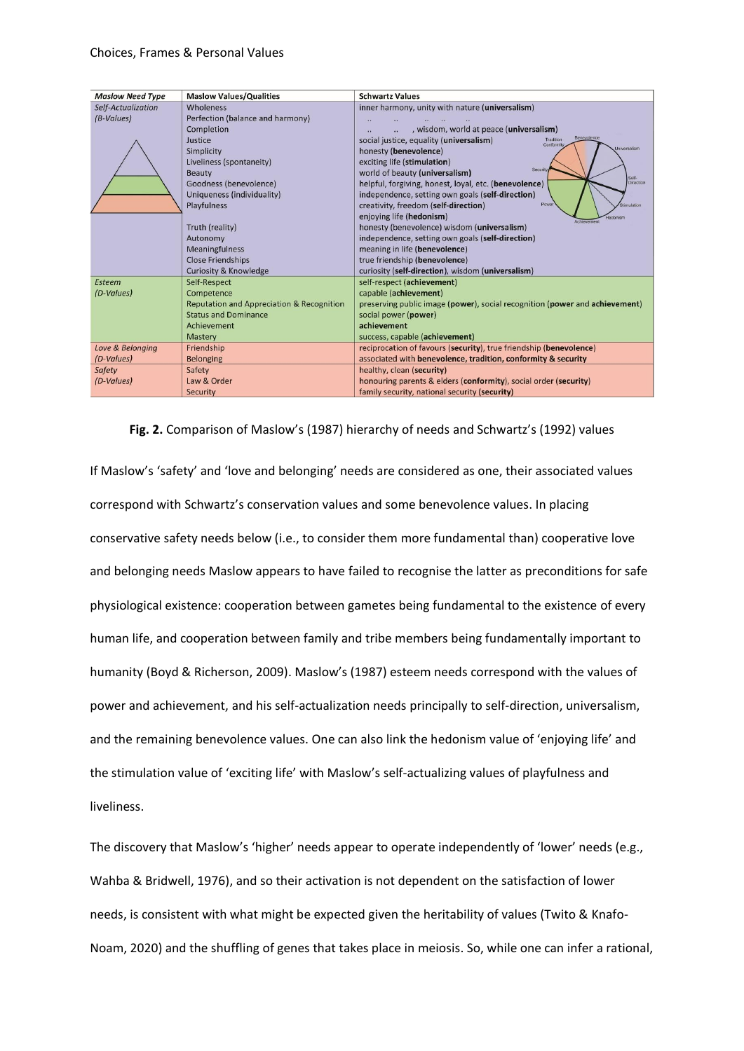| *Maslow Need Type* | Maslow Values/Qualities | Schwartz Values |
|---|---|---|
| *Self-Actualization (B-Values)* | Wholeness | inner harmony, unity with nature (**universalism**) |
| | Perfection (balance and harmony) | .. .. .. .. .. |
| | Completion | .. .. , wisdom, world at peace (**universalism**) |
| | Justice | social justice, equality (**universalism**) |
| | Simplicity | honesty (**benevolence**) |
| | Liveliness (spontaneity) | exciting life (**stimulation**) |
| | Beauty | world of beauty (**universalism**) |
| | Goodness (benevolence) | helpful, forgiving, honest, loyal, etc. (**benevolence**) |
| | Uniqueness (individuality) | independence, setting own goals (**self-direction**) |
| | Playfulness | creativity, freedom (**self-direction**) |
| | | enjoying life (**hedonism**) |
| | Truth (reality) | honesty (benevolence) wisdom (**universalism**) |
| | Autonomy | independence, setting own goals (**self-direction**) |
| | Meaningfulness | meaning in life (**benevolence**) |
| | Close Friendships | true friendship (**benevolence**) |
| | Curiosity & Knowledge | curiosity (**self-direction**), wisdom (**universalism**) |
| *Esteem (D-Values)* | Self-Respect | self-respect (**achievement**) |
| | Competence | capable (**achievement**) |
| | Reputation and Appreciation & Recognition | preserving public image (**power**), social recognition (**power** and **achievement**) |
| | Status and Dominance | social power (**power**) |
| | Achievement | **achievement** |
| | Mastery | success, capable (**achievement**) |
| *Love & Belonging (D-Values)* | Friendship | reciprocation of favours (**security**), true friendship (**benevolence**) |
| | Belonging | associated with **benevolence, tradition, conformity & security** |
| *Safety (D-Values)* | Safety | healthy, clean (**security**) |
| | Law & Order | honouring parents & elders (**conformity**), social order (**security**) |
| | Security | family security, national security (**security**) |

**Fig. 2.** Comparison of Maslow's (1987) hierarchy of needs and Schwartz's (1992) values

If Maslow's 'safety' and 'love and belonging' needs are considered as one, their associated values correspond with Schwartz's conservation values and some benevolence values. In placing conservative safety needs below (i.e., to consider them more fundamental than) cooperative love and belonging needs Maslow appears to have failed to recognise the latter as preconditions for safe physiological existence: cooperation between gametes being fundamental to the existence of every human life, and cooperation between family and tribe members being fundamentally important to humanity (Boyd & Richerson, 2009). Maslow's (1987) esteem needs correspond with the values of power and achievement, and his self-actualization needs principally to self-direction, universalism, and the remaining benevolence values. One can also link the hedonism value of 'enjoying life' and the stimulation value of 'exciting life' with Maslow's self-actualizing values of playfulness and liveliness.

The discovery that Maslow's 'higher' needs appear to operate independently of 'lower' needs (e.g., Wahba & Bridwell, 1976), and so their activation is not dependent on the satisfaction of lower needs, is consistent with what might be expected given the heritability of values (Twito & Knafo-Noam, 2020) and the shuffling of genes that takes place in meiosis. So, while one can infer a rational,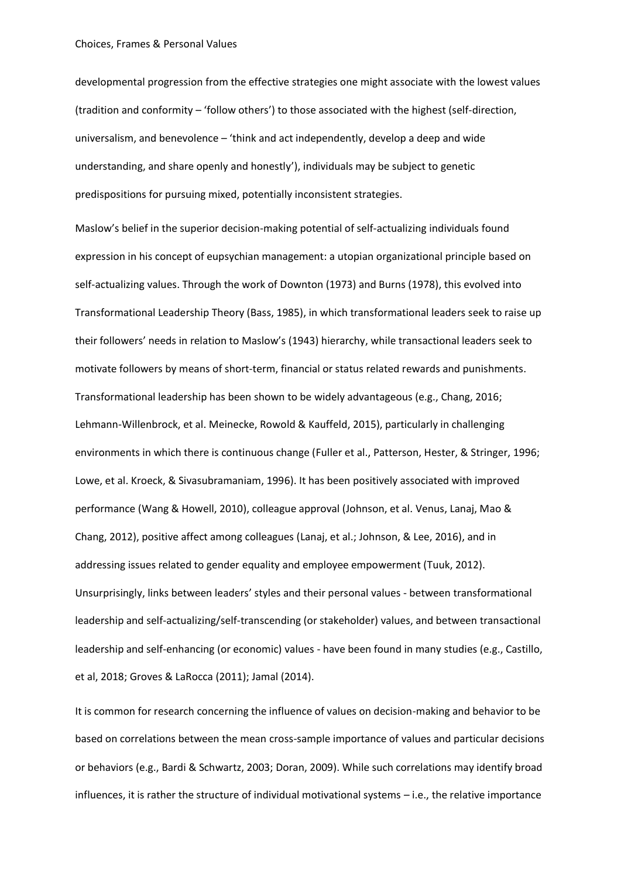developmental progression from the effective strategies one might associate with the lowest values (tradition and conformity – 'follow others') to those associated with the highest (self-direction, universalism, and benevolence – 'think and act independently, develop a deep and wide understanding, and share openly and honestly'), individuals may be subject to genetic predispositions for pursuing mixed, potentially inconsistent strategies.

Maslow's belief in the superior decision-making potential of self-actualizing individuals found expression in his concept of eupsychian management: a utopian organizational principle based on self-actualizing values. Through the work of Downton (1973) and Burns (1978), this evolved into Transformational Leadership Theory (Bass, 1985), in which transformational leaders seek to raise up their followers' needs in relation to Maslow's (1943) hierarchy, while transactional leaders seek to motivate followers by means of short-term, financial or status related rewards and punishments. Transformational leadership has been shown to be widely advantageous (e.g., Chang, 2016; Lehmann-Willenbrock, et al. Meinecke, Rowold & Kauffeld, 2015), particularly in challenging environments in which there is continuous change (Fuller et al., Patterson, Hester, & Stringer, 1996; Lowe, et al. Kroeck, & Sivasubramaniam, 1996). It has been positively associated with improved performance (Wang & Howell, 2010), colleague approval (Johnson, et al. Venus, Lanaj, Mao & Chang, 2012), positive affect among colleagues (Lanaj, et al.; Johnson, & Lee, 2016), and in addressing issues related to gender equality and employee empowerment (Tuuk, 2012). Unsurprisingly, links between leaders' styles and their personal values - between transformational leadership and self-actualizing/self-transcending (or stakeholder) values, and between transactional leadership and self-enhancing (or economic) values - have been found in many studies (e.g., Castillo, et al, 2018; Groves & LaRocca (2011); Jamal (2014).

It is common for research concerning the influence of values on decision-making and behavior to be based on correlations between the mean cross-sample importance of values and particular decisions or behaviors (e.g., Bardi & Schwartz, 2003; Doran, 2009). While such correlations may identify broad influences, it is rather the structure of individual motivational systems – i.e., the relative importance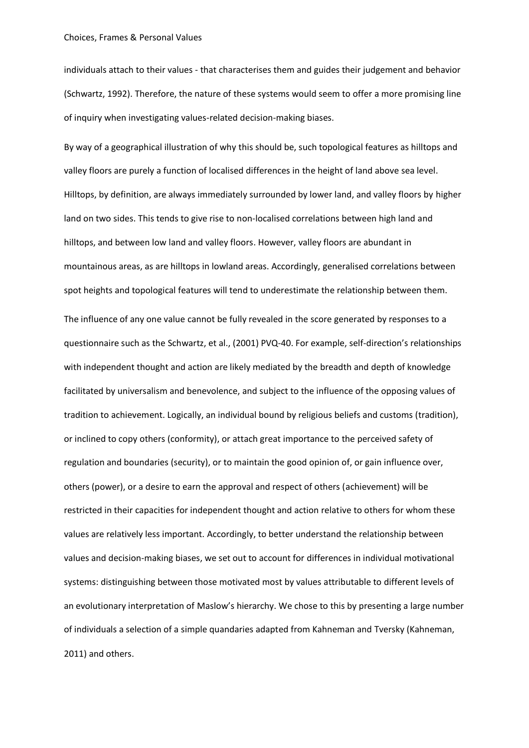individuals attach to their values - that characterises them and guides their judgement and behavior (Schwartz, 1992). Therefore, the nature of these systems would seem to offer a more promising line of inquiry when investigating values-related decision-making biases.

By way of a geographical illustration of why this should be, such topological features as hilltops and valley floors are purely a function of localised differences in the height of land above sea level. Hilltops, by definition, are always immediately surrounded by lower land, and valley floors by higher land on two sides. This tends to give rise to non-localised correlations between high land and hilltops, and between low land and valley floors. However, valley floors are abundant in mountainous areas, as are hilltops in lowland areas. Accordingly, generalised correlations between spot heights and topological features will tend to underestimate the relationship between them.

The influence of any one value cannot be fully revealed in the score generated by responses to a questionnaire such as the Schwartz, et al., (2001) PVQ-40. For example, self-direction's relationships with independent thought and action are likely mediated by the breadth and depth of knowledge facilitated by universalism and benevolence, and subject to the influence of the opposing values of tradition to achievement. Logically, an individual bound by religious beliefs and customs (tradition), or inclined to copy others (conformity), or attach great importance to the perceived safety of regulation and boundaries (security), or to maintain the good opinion of, or gain influence over, others (power), or a desire to earn the approval and respect of others (achievement) will be restricted in their capacities for independent thought and action relative to others for whom these values are relatively less important. Accordingly, to better understand the relationship between values and decision-making biases, we set out to account for differences in individual motivational systems: distinguishing between those motivated most by values attributable to different levels of an evolutionary interpretation of Maslow's hierarchy. We chose to this by presenting a large number of individuals a selection of a simple quandaries adapted from Kahneman and Tversky (Kahneman, 2011) and others.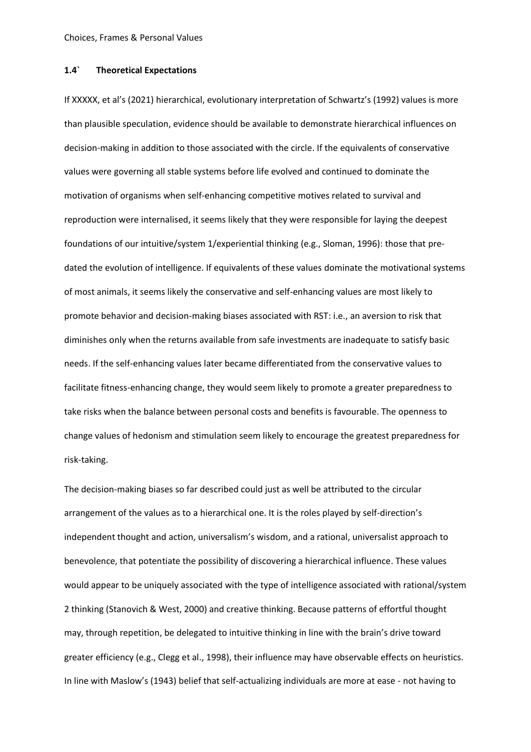### 1.4` Theoretical Expectations

If XXXXX, et al's (2021) hierarchical, evolutionary interpretation of Schwartz's (1992) values is more than plausible speculation, evidence should be available to demonstrate hierarchical influences on decision-making in addition to those associated with the circle. If the equivalents of conservative values were governing all stable systems before life evolved and continued to dominate the motivation of organisms when self-enhancing competitive motives related to survival and reproduction were internalised, it seems likely that they were responsible for laying the deepest foundations of our intuitive/system 1/experiential thinking (e.g., Sloman, 1996): those that pre-dated the evolution of intelligence. If equivalents of these values dominate the motivational systems of most animals, it seems likely the conservative and self-enhancing values are most likely to promote behavior and decision-making biases associated with RST: i.e., an aversion to risk that diminishes only when the returns available from safe investments are inadequate to satisfy basic needs. If the self-enhancing values later became differentiated from the conservative values to facilitate fitness-enhancing change, they would seem likely to promote a greater preparedness to take risks when the balance between personal costs and benefits is favourable. The openness to change values of hedonism and stimulation seem likely to encourage the greatest preparedness for risk-taking.

The decision-making biases so far described could just as well be attributed to the circular arrangement of the values as to a hierarchical one. It is the roles played by self-direction's independent thought and action, universalism's wisdom, and a rational, universalist approach to benevolence, that potentiate the possibility of discovering a hierarchical influence. These values would appear to be uniquely associated with the type of intelligence associated with rational/system 2 thinking (Stanovich & West, 2000) and creative thinking. Because patterns of effortful thought may, through repetition, be delegated to intuitive thinking in line with the brain's drive toward greater efficiency (e.g., Clegg et al., 1998), their influence may have observable effects on heuristics. In line with Maslow's (1943) belief that self-actualizing individuals are more at ease - not having to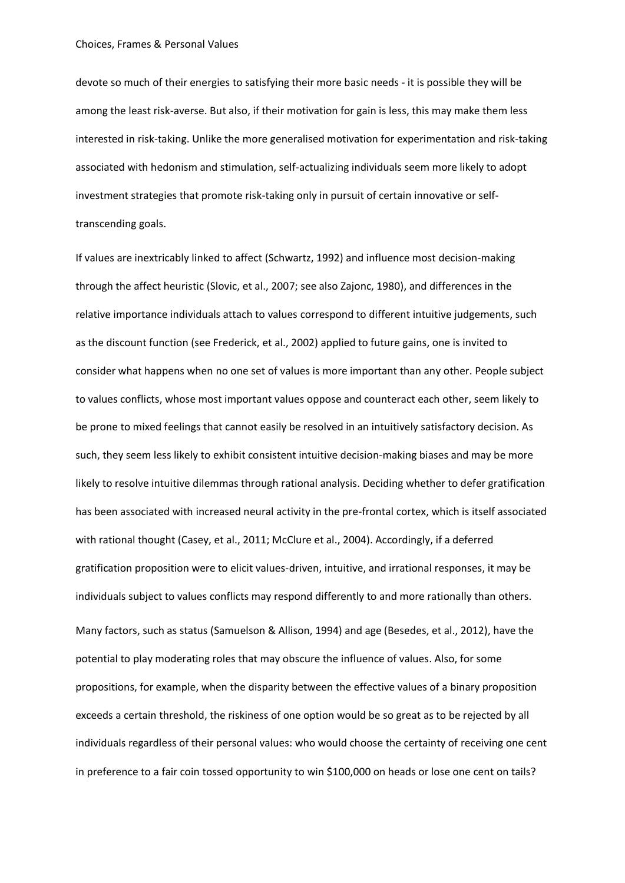devote so much of their energies to satisfying their more basic needs - it is possible they will be among the least risk-averse. But also, if their motivation for gain is less, this may make them less interested in risk-taking. Unlike the more generalised motivation for experimentation and risk-taking associated with hedonism and stimulation, self-actualizing individuals seem more likely to adopt investment strategies that promote risk-taking only in pursuit of certain innovative or self-transcending goals.

If values are inextricably linked to affect (Schwartz, 1992) and influence most decision-making through the affect heuristic (Slovic, et al., 2007; see also Zajonc, 1980), and differences in the relative importance individuals attach to values correspond to different intuitive judgements, such as the discount function (see Frederick, et al., 2002) applied to future gains, one is invited to consider what happens when no one set of values is more important than any other. People subject to values conflicts, whose most important values oppose and counteract each other, seem likely to be prone to mixed feelings that cannot easily be resolved in an intuitively satisfactory decision. As such, they seem less likely to exhibit consistent intuitive decision-making biases and may be more likely to resolve intuitive dilemmas through rational analysis. Deciding whether to defer gratification has been associated with increased neural activity in the pre-frontal cortex, which is itself associated with rational thought (Casey, et al., 2011; McClure et al., 2004). Accordingly, if a deferred gratification proposition were to elicit values-driven, intuitive, and irrational responses, it may be individuals subject to values conflicts may respond differently to and more rationally than others.

Many factors, such as status (Samuelson & Allison, 1994) and age (Besedes, et al., 2012), have the potential to play moderating roles that may obscure the influence of values. Also, for some propositions, for example, when the disparity between the effective values of a binary proposition exceeds a certain threshold, the riskiness of one option would be so great as to be rejected by all individuals regardless of their personal values: who would choose the certainty of receiving one cent in preference to a fair coin tossed opportunity to win $100,000 on heads or lose one cent on tails?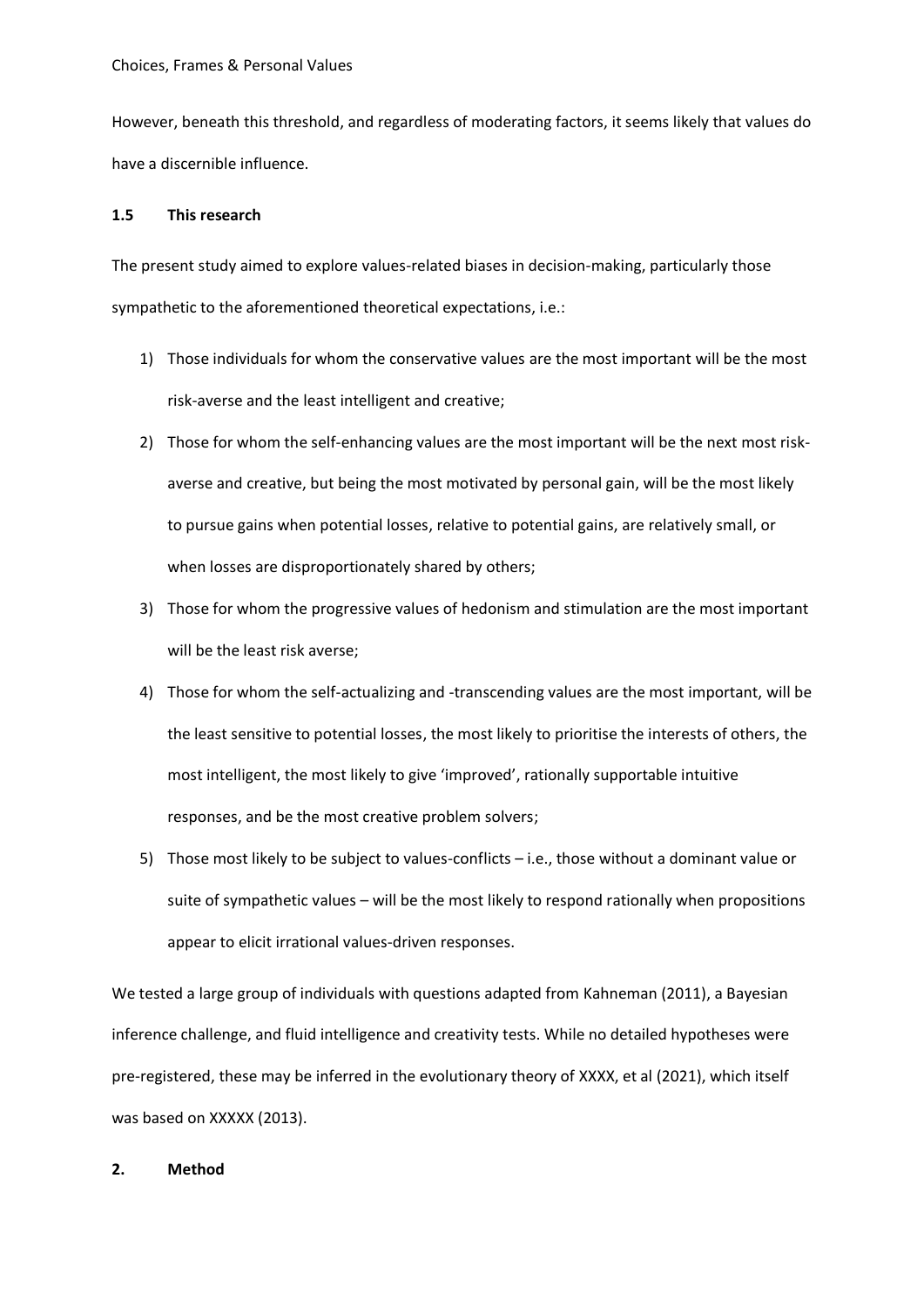However, beneath this threshold, and regardless of moderating factors, it seems likely that values do have a discernible influence.

### 1.5 This research

The present study aimed to explore values-related biases in decision-making, particularly those sympathetic to the aforementioned theoretical expectations, i.e.:

1) Those individuals for whom the conservative values are the most important will be the most risk-averse and the least intelligent and creative;
2) Those for whom the self-enhancing values are the most important will be the next most risk-averse and creative, but being the most motivated by personal gain, will be the most likely to pursue gains when potential losses, relative to potential gains, are relatively small, or when losses are disproportionately shared by others;
3) Those for whom the progressive values of hedonism and stimulation are the most important will be the least risk averse;
4) Those for whom the self-actualizing and -transcending values are the most important, will be the least sensitive to potential losses, the most likely to prioritise the interests of others, the most intelligent, the most likely to give 'improved', rationally supportable intuitive responses, and be the most creative problem solvers;
5) Those most likely to be subject to values-conflicts – i.e., those without a dominant value or suite of sympathetic values – will be the most likely to respond rationally when propositions appear to elicit irrational values-driven responses.

We tested a large group of individuals with questions adapted from Kahneman (2011), a Bayesian inference challenge, and fluid intelligence and creativity tests. While no detailed hypotheses were pre-registered, these may be inferred in the evolutionary theory of XXXX, et al (2021), which itself was based on XXXXX (2013).

## 2. Method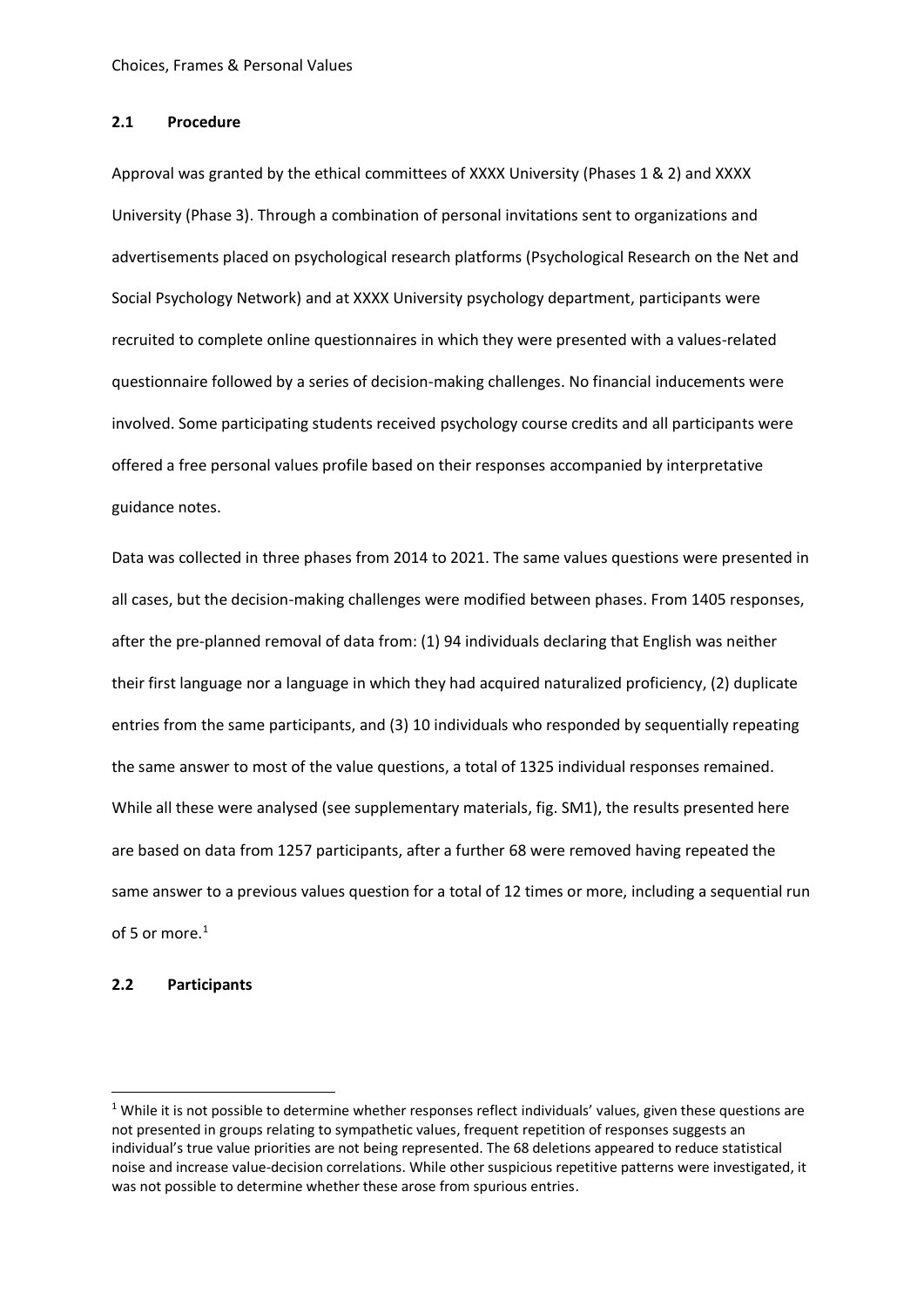### 2.1 Procedure

Approval was granted by the ethical committees of XXXX University (Phases 1 & 2) and XXXX University (Phase 3). Through a combination of personal invitations sent to organizations and advertisements placed on psychological research platforms (Psychological Research on the Net and Social Psychology Network) and at XXXX University psychology department, participants were recruited to complete online questionnaires in which they were presented with a values-related questionnaire followed by a series of decision-making challenges. No financial inducements were involved. Some participating students received psychology course credits and all participants were offered a free personal values profile based on their responses accompanied by interpretative guidance notes.

Data was collected in three phases from 2014 to 2021. The same values questions were presented in all cases, but the decision-making challenges were modified between phases. From 1405 responses, after the pre-planned removal of data from: (1) 94 individuals declaring that English was neither their first language nor a language in which they had acquired naturalized proficiency, (2) duplicate entries from the same participants, and (3) 10 individuals who responded by sequentially repeating the same answer to most of the value questions, a total of 1325 individual responses remained. While all these were analysed (see supplementary materials, fig. SM1), the results presented here are based on data from 1257 participants, after a further 68 were removed having repeated the same answer to a previous values question for a total of 12 times or more, including a sequential run of 5 or more.[1]

### 2.2 Participants

[1] While it is not possible to determine whether responses reflect individuals' values, given these questions are not presented in groups relating to sympathetic values, frequent repetition of responses suggests an individual's true value priorities are not being represented. The 68 deletions appeared to reduce statistical noise and increase value-decision correlations. While other suspicious repetitive patterns were investigated, it was not possible to determine whether these arose from spurious entries.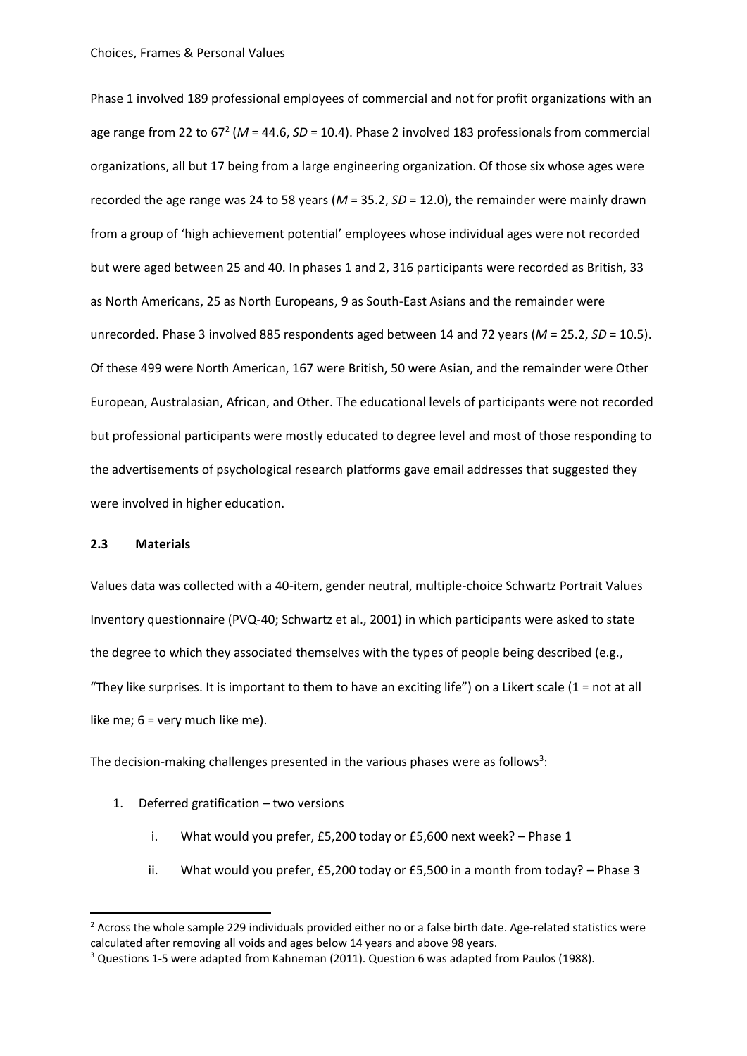Phase 1 involved 189 professional employees of commercial and not for profit organizations with an age range from 22 to 67[2] (*M* = 44.6, *SD* = 10.4). Phase 2 involved 183 professionals from commercial organizations, all but 17 being from a large engineering organization. Of those six whose ages were recorded the age range was 24 to 58 years (*M* = 35.2, *SD* = 12.0), the remainder were mainly drawn from a group of 'high achievement potential' employees whose individual ages were not recorded but were aged between 25 and 40. In phases 1 and 2, 316 participants were recorded as British, 33 as North Americans, 25 as North Europeans, 9 as South-East Asians and the remainder were unrecorded. Phase 3 involved 885 respondents aged between 14 and 72 years (*M* = 25.2, *SD* = 10.5). Of these 499 were North American, 167 were British, 50 were Asian, and the remainder were Other European, Australasian, African, and Other. The educational levels of participants were not recorded but professional participants were mostly educated to degree level and most of those responding to the advertisements of psychological research platforms gave email addresses that suggested they were involved in higher education.

### 2.3 Materials

Values data was collected with a 40-item, gender neutral, multiple-choice Schwartz Portrait Values Inventory questionnaire (PVQ-40; Schwartz et al., 2001) in which participants were asked to state the degree to which they associated themselves with the types of people being described (e.g., "They like surprises. It is important to them to have an exciting life") on a Likert scale (1 = not at all like me; 6 = very much like me).

The decision-making challenges presented in the various phases were as follows[3]:

1. Deferred gratification – two versions
   i. What would you prefer, £5,200 today or £5,600 next week? – Phase 1
   ii. What would you prefer, £5,200 today or £5,500 in a month from today? – Phase 3

---

[2] Across the whole sample 229 individuals provided either no or a false birth date. Age-related statistics were calculated after removing all voids and ages below 14 years and above 98 years.

[3] Questions 1-5 were adapted from Kahneman (2011). Question 6 was adapted from Paulos (1988).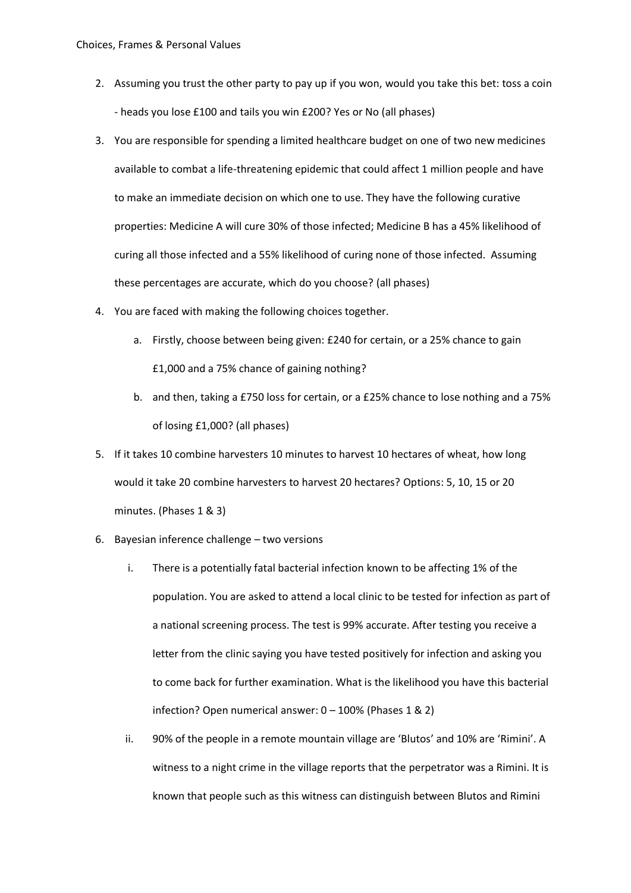2. Assuming you trust the other party to pay up if you won, would you take this bet: toss a coin - heads you lose £100 and tails you win £200? Yes or No (all phases)
3. You are responsible for spending a limited healthcare budget on one of two new medicines available to combat a life-threatening epidemic that could affect 1 million people and have to make an immediate decision on which one to use. They have the following curative properties: Medicine A will cure 30% of those infected; Medicine B has a 45% likelihood of curing all those infected and a 55% likelihood of curing none of those infected. Assuming these percentages are accurate, which do you choose? (all phases)
4. You are faced with making the following choices together.
   a. Firstly, choose between being given: £240 for certain, or a 25% chance to gain £1,000 and a 75% chance of gaining nothing?
   b. and then, taking a £750 loss for certain, or a £25% chance to lose nothing and a 75% of losing £1,000? (all phases)
5. If it takes 10 combine harvesters 10 minutes to harvest 10 hectares of wheat, how long would it take 20 combine harvesters to harvest 20 hectares? Options: 5, 10, 15 or 20 minutes. (Phases 1 & 3)
6. Bayesian inference challenge – two versions
   i. There is a potentially fatal bacterial infection known to be affecting 1% of the population. You are asked to attend a local clinic to be tested for infection as part of a national screening process. The test is 99% accurate. After testing you receive a letter from the clinic saying you have tested positively for infection and asking you to come back for further examination. What is the likelihood you have this bacterial infection? Open numerical answer: 0 – 100% (Phases 1 & 2)
   ii. 90% of the people in a remote mountain village are 'Blutos' and 10% are 'Rimini'. A witness to a night crime in the village reports that the perpetrator was a Rimini. It is known that people such as this witness can distinguish between Blutos and Rimini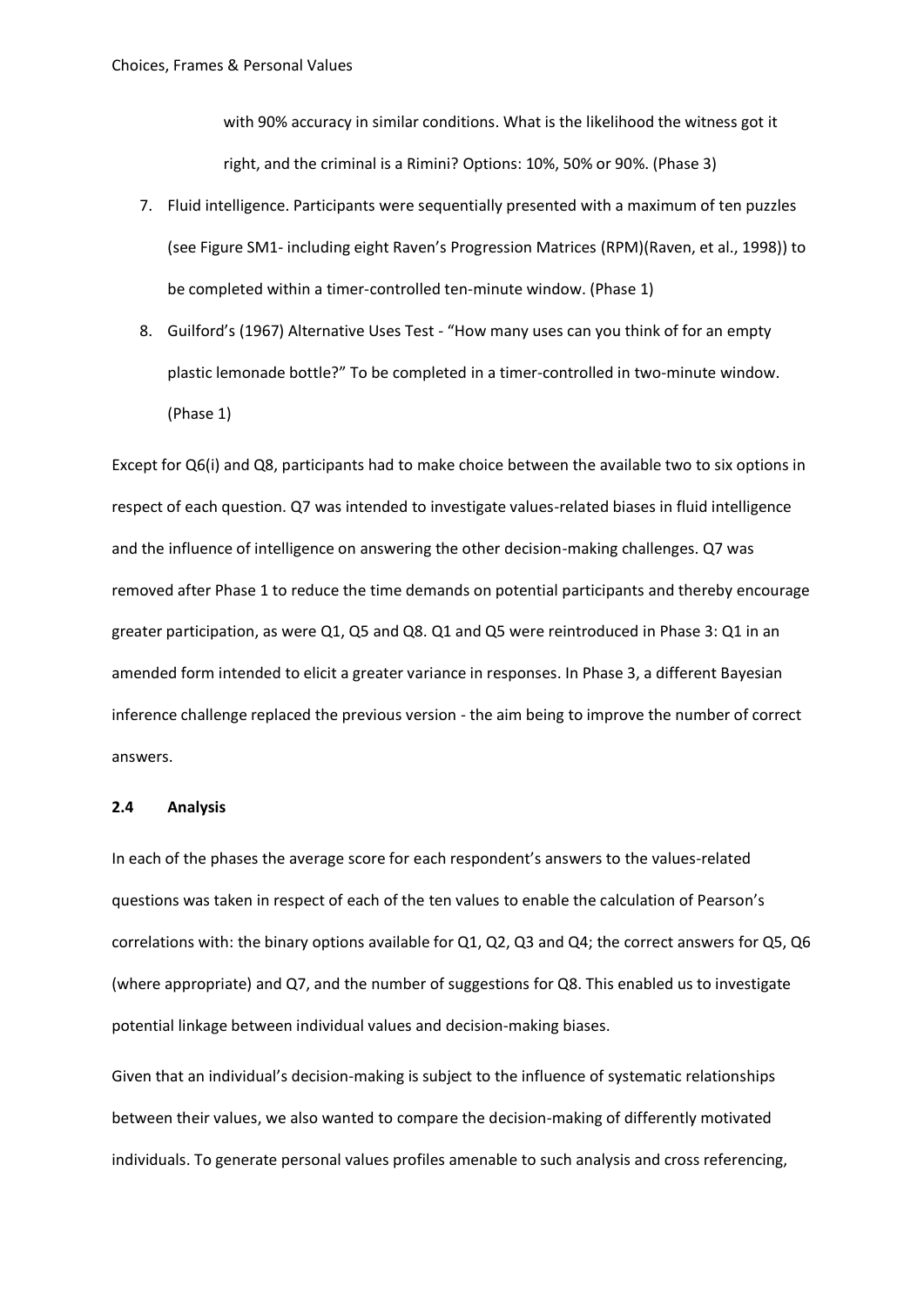with 90% accuracy in similar conditions. What is the likelihood the witness got it right, and the criminal is a Rimini? Options: 10%, 50% or 90%. (Phase 3)

7. Fluid intelligence. Participants were sequentially presented with a maximum of ten puzzles (see Figure SM1- including eight Raven's Progression Matrices (RPM)(Raven, et al., 1998)) to be completed within a timer-controlled ten-minute window. (Phase 1)
8. Guilford's (1967) Alternative Uses Test - "How many uses can you think of for an empty plastic lemonade bottle?" To be completed in a timer-controlled in two-minute window. (Phase 1)

Except for Q6(i) and Q8, participants had to make choice between the available two to six options in respect of each question. Q7 was intended to investigate values-related biases in fluid intelligence and the influence of intelligence on answering the other decision-making challenges. Q7 was removed after Phase 1 to reduce the time demands on potential participants and thereby encourage greater participation, as were Q1, Q5 and Q8. Q1 and Q5 were reintroduced in Phase 3: Q1 in an amended form intended to elicit a greater variance in responses. In Phase 3, a different Bayesian inference challenge replaced the previous version - the aim being to improve the number of correct answers.

### 2.4 Analysis

In each of the phases the average score for each respondent's answers to the values-related questions was taken in respect of each of the ten values to enable the calculation of Pearson's correlations with: the binary options available for Q1, Q2, Q3 and Q4; the correct answers for Q5, Q6 (where appropriate) and Q7, and the number of suggestions for Q8. This enabled us to investigate potential linkage between individual values and decision-making biases.

Given that an individual's decision-making is subject to the influence of systematic relationships between their values, we also wanted to compare the decision-making of differently motivated individuals. To generate personal values profiles amenable to such analysis and cross referencing,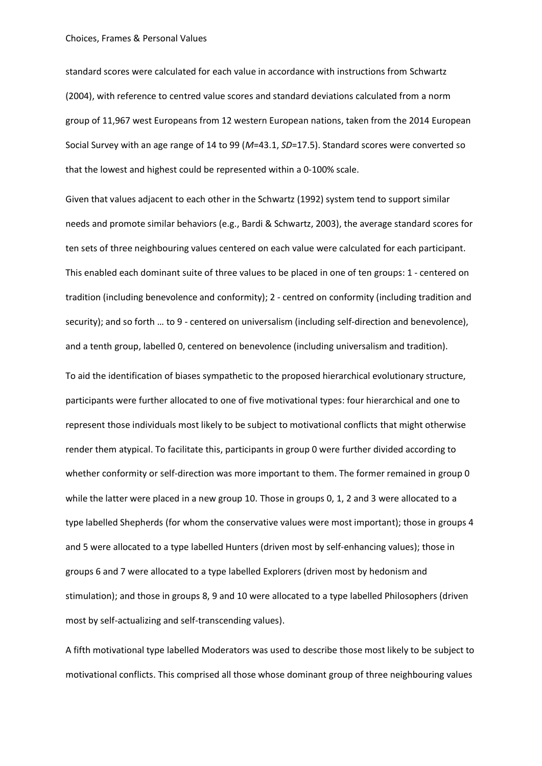standard scores were calculated for each value in accordance with instructions from Schwartz (2004), with reference to centred value scores and standard deviations calculated from a norm group of 11,967 west Europeans from 12 western European nations, taken from the 2014 European Social Survey with an age range of 14 to 99 ($M$=43.1, $SD$=17.5). Standard scores were converted so that the lowest and highest could be represented within a 0-100% scale.

Given that values adjacent to each other in the Schwartz (1992) system tend to support similar needs and promote similar behaviors (e.g., Bardi & Schwartz, 2003), the average standard scores for ten sets of three neighbouring values centered on each value were calculated for each participant. This enabled each dominant suite of three values to be placed in one of ten groups: 1 - centered on tradition (including benevolence and conformity); 2 - centred on conformity (including tradition and security); and so forth … to 9 - centered on universalism (including self-direction and benevolence), and a tenth group, labelled 0, centered on benevolence (including universalism and tradition).

To aid the identification of biases sympathetic to the proposed hierarchical evolutionary structure, participants were further allocated to one of five motivational types: four hierarchical and one to represent those individuals most likely to be subject to motivational conflicts that might otherwise render them atypical. To facilitate this, participants in group 0 were further divided according to whether conformity or self-direction was more important to them. The former remained in group 0 while the latter were placed in a new group 10. Those in groups 0, 1, 2 and 3 were allocated to a type labelled Shepherds (for whom the conservative values were most important); those in groups 4 and 5 were allocated to a type labelled Hunters (driven most by self-enhancing values); those in groups 6 and 7 were allocated to a type labelled Explorers (driven most by hedonism and stimulation); and those in groups 8, 9 and 10 were allocated to a type labelled Philosophers (driven most by self-actualizing and self-transcending values).

A fifth motivational type labelled Moderators was used to describe those most likely to be subject to motivational conflicts. This comprised all those whose dominant group of three neighbouring values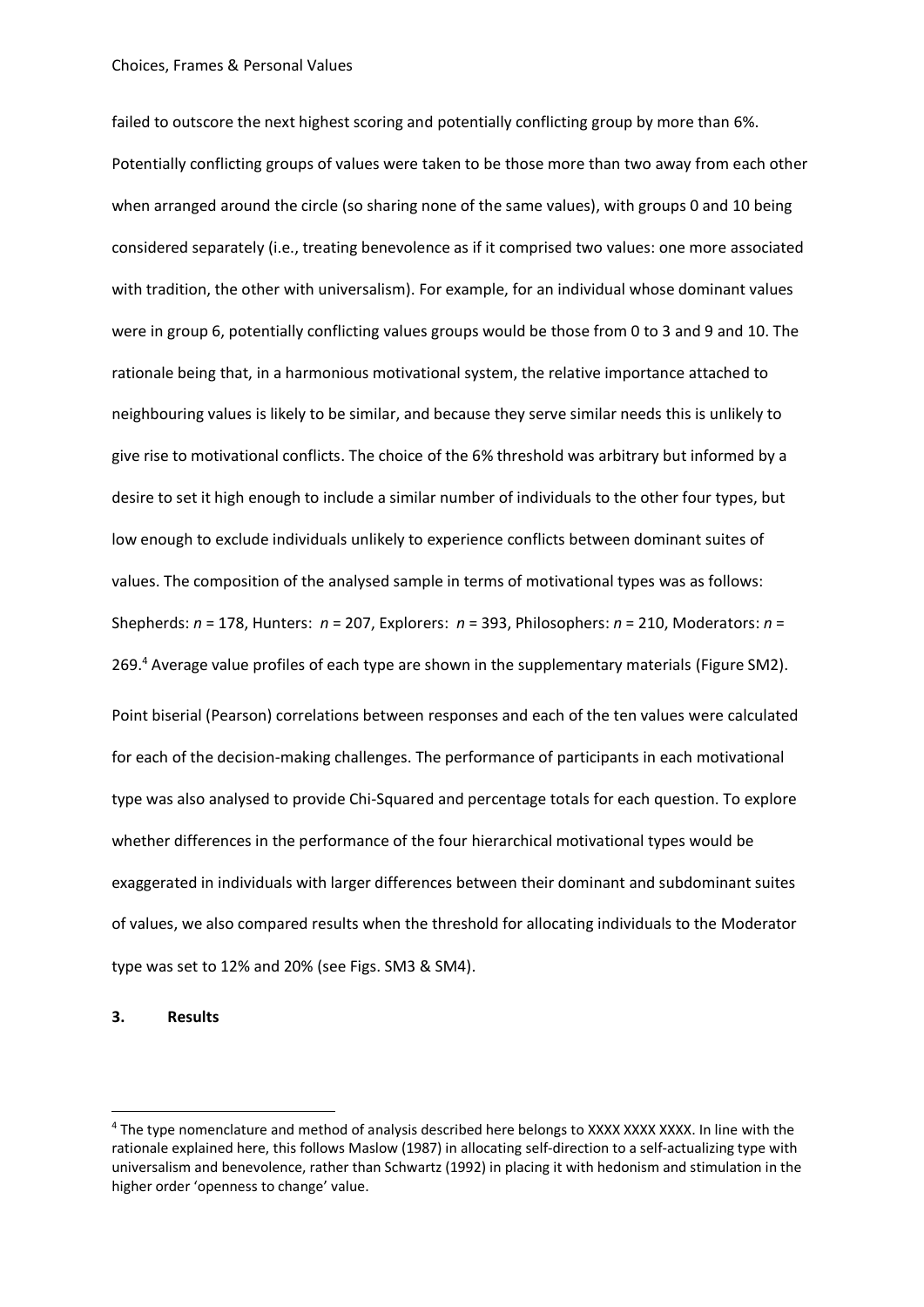failed to outscore the next highest scoring and potentially conflicting group by more than 6%. Potentially conflicting groups of values were taken to be those more than two away from each other when arranged around the circle (so sharing none of the same values), with groups 0 and 10 being considered separately (i.e., treating benevolence as if it comprised two values: one more associated with tradition, the other with universalism). For example, for an individual whose dominant values were in group 6, potentially conflicting values groups would be those from 0 to 3 and 9 and 10. The rationale being that, in a harmonious motivational system, the relative importance attached to neighbouring values is likely to be similar, and because they serve similar needs this is unlikely to give rise to motivational conflicts. The choice of the 6% threshold was arbitrary but informed by a desire to set it high enough to include a similar number of individuals to the other four types, but low enough to exclude individuals unlikely to experience conflicts between dominant suites of values. The composition of the analysed sample in terms of motivational types was as follows: Shepherds: $n$ = 178, Hunters: $n$ = 207, Explorers: $n$ = 393, Philosophers: $n$ = 210, Moderators: $n$ = 269.[4] Average value profiles of each type are shown in the supplementary materials (Figure SM2).

Point biserial (Pearson) correlations between responses and each of the ten values were calculated for each of the decision-making challenges. The performance of participants in each motivational type was also analysed to provide Chi-Squared and percentage totals for each question. To explore whether differences in the performance of the four hierarchical motivational types would be exaggerated in individuals with larger differences between their dominant and subdominant suites of values, we also compared results when the threshold for allocating individuals to the Moderator type was set to 12% and 20% (see Figs. SM3 & SM4).

## 3. Results

[4] The type nomenclature and method of analysis described here belongs to XXXX XXXX XXXX. In line with the rationale explained here, this follows Maslow (1987) in allocating self-direction to a self-actualizing type with universalism and benevolence, rather than Schwartz (1992) in placing it with hedonism and stimulation in the higher order 'openness to change' value.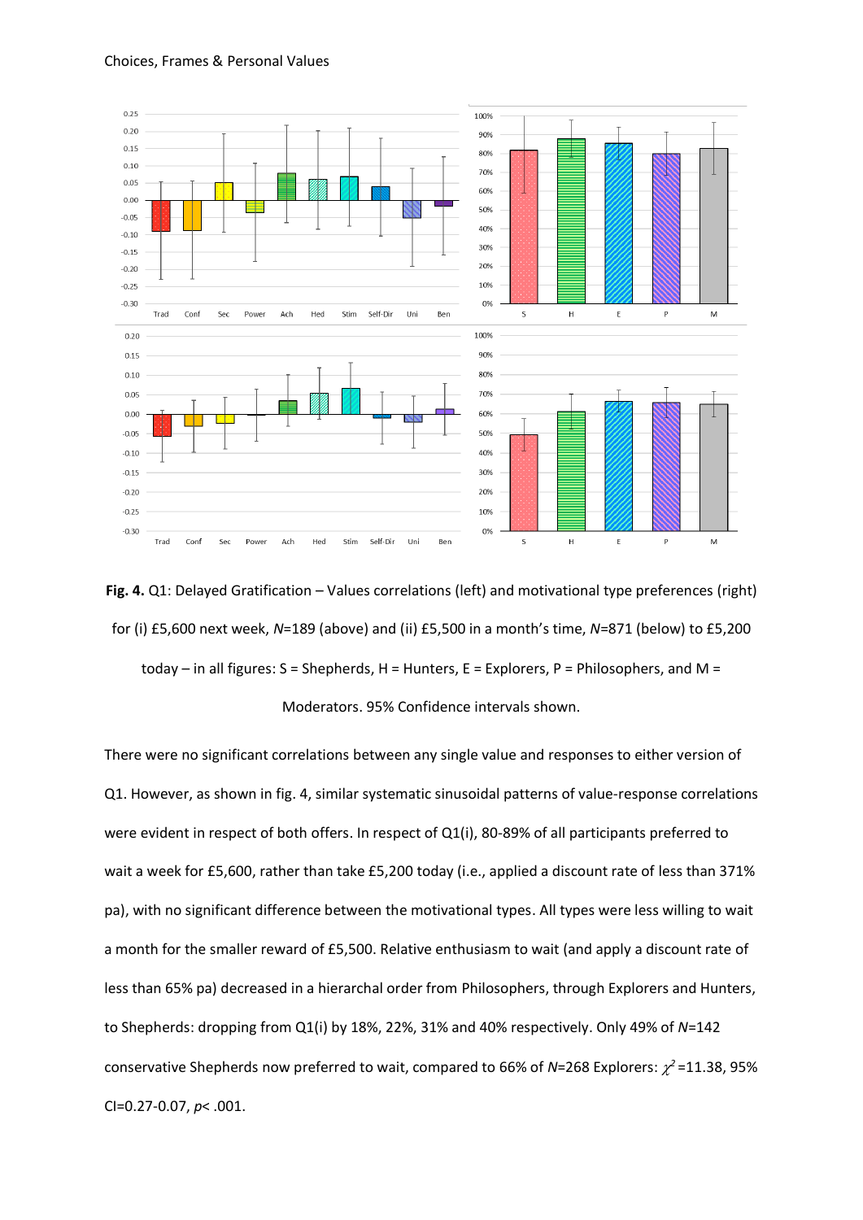**Fig. 4.** Q1: Delayed Gratification – Values correlations (left) and motivational type preferences (right) for (i) £5,600 next week, *N*=189 (above) and (ii) £5,500 in a month's time, *N*=871 (below) to £5,200 today – in all figures: S = Shepherds, H = Hunters, E = Explorers, P = Philosophers, and M = Moderators. 95% Confidence intervals shown.

There were no significant correlations between any single value and responses to either version of Q1. However, as shown in fig. 4, similar systematic sinusoidal patterns of value-response correlations were evident in respect of both offers. In respect of Q1(i), 80-89% of all participants preferred to wait a week for £5,600, rather than take £5,200 today (i.e., applied a discount rate of less than 371% pa), with no significant difference between the motivational types. All types were less willing to wait a month for the smaller reward of £5,500. Relative enthusiasm to wait (and apply a discount rate of less than 65% pa) decreased in a hierarchal order from Philosophers, through Explorers and Hunters, to Shepherds: dropping from Q1(i) by 18%, 22%, 31% and 40% respectively. Only 49% of *N*=142 conservative Shepherds now preferred to wait, compared to 66% of *N*=268 Explorers: $\chi^2$=11.38, 95% CI=0.27-0.07, $p < .001$.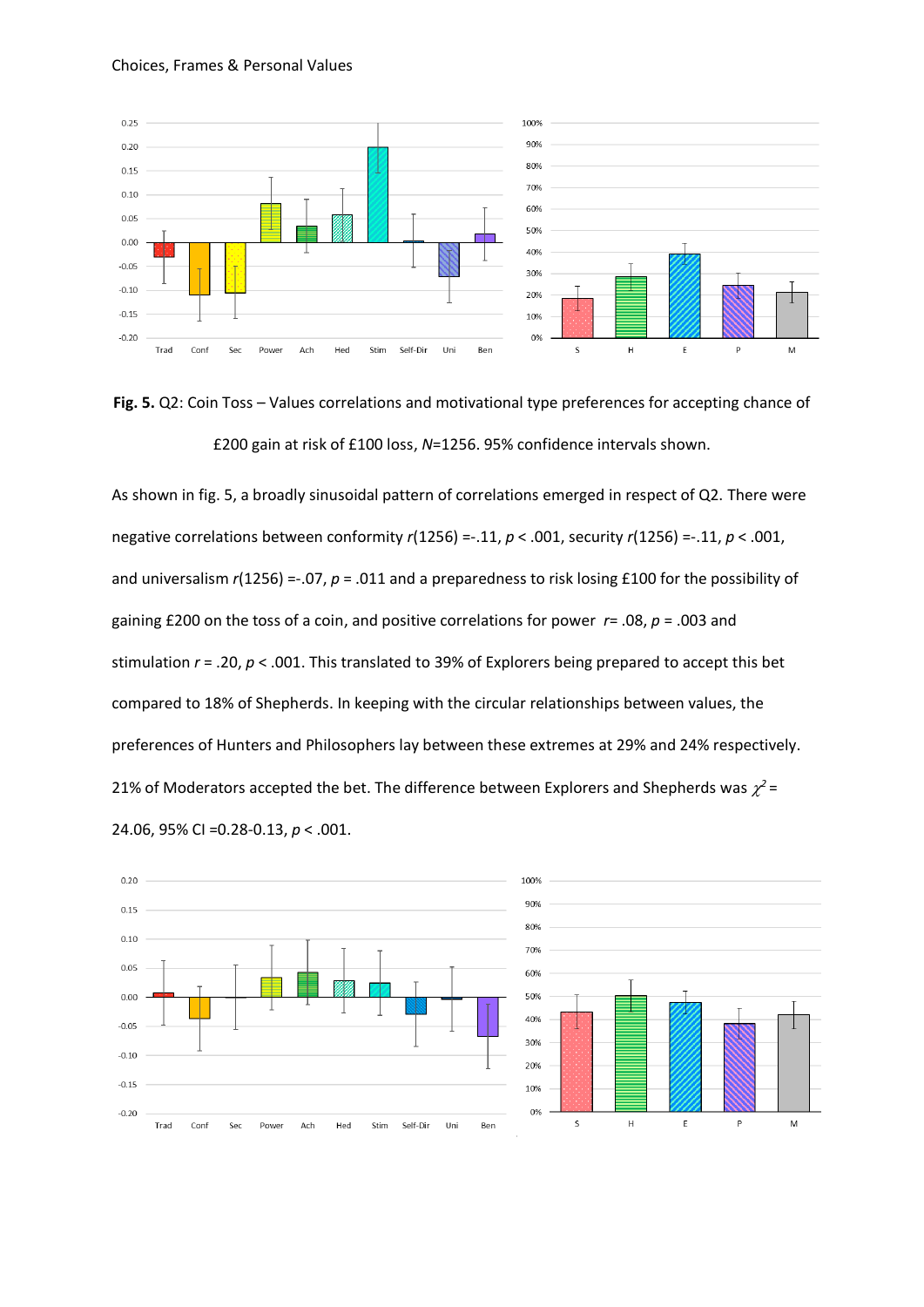**Fig. 5.** Q2: Coin Toss – Values correlations and motivational type preferences for accepting chance of £200 gain at risk of £100 loss, *N*=1256. 95% confidence intervals shown.

As shown in fig. 5, a broadly sinusoidal pattern of correlations emerged in respect of Q2. There were negative correlations between conformity $r(1256) = -.11$, $p < .001$, security $r(1256) = -.11$, $p < .001$, and universalism $r(1256) = -.07$, $p = .011$ and a preparedness to risk losing £100 for the possibility of gaining £200 on the toss of a coin, and positive correlations for power $r = .08$, $p = .003$ and stimulation $r = .20$, $p < .001$. This translated to 39% of Explorers being prepared to accept this bet compared to 18% of Shepherds. In keeping with the circular relationships between values, the preferences of Hunters and Philosophers lay between these extremes at 29% and 24% respectively. 21% of Moderators accepted the bet. The difference between Explorers and Shepherds was $\chi^2 = 24.06$, 95% CI =0.28-0.13, $p < .001$.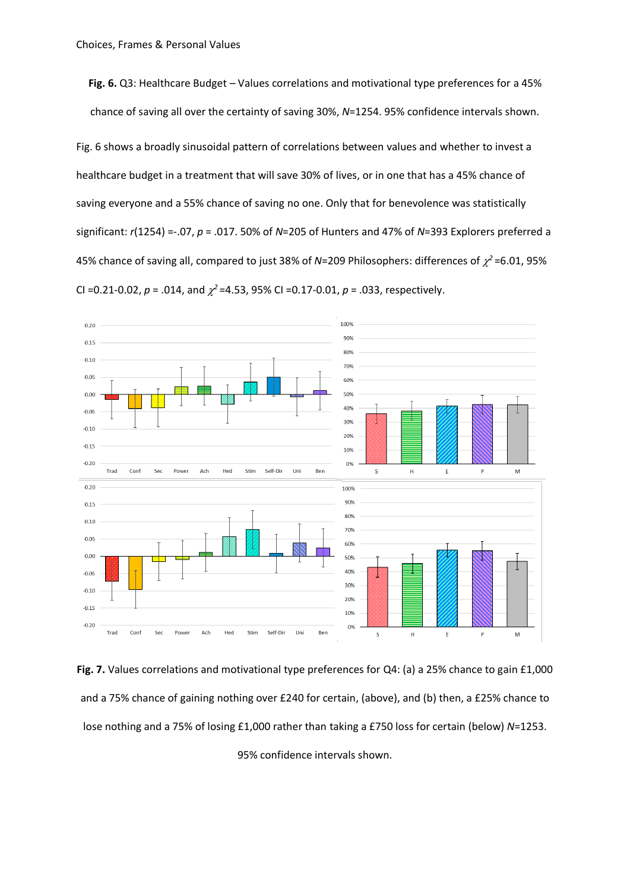**Fig. 6.** Q3: Healthcare Budget – Values correlations and motivational type preferences for a 45% chance of saving all over the certainty of saving 30%, *N*=1254. 95% confidence intervals shown.

Fig. 6 shows a broadly sinusoidal pattern of correlations between values and whether to invest a healthcare budget in a treatment that will save 30% of lives, or in one that has a 45% chance of saving everyone and a 55% chance of saving no one. Only that for benevolence was statistically significant: $r(1254) = -.07$, $p = .017$. 50% of $N$=205 of Hunters and 47% of $N$=393 Explorers preferred a 45% chance of saving all, compared to just 38% of $N$=209 Philosophers: differences of $\chi^2$=6.01, 95% CI =0.21-0.02, $p$ = .014, and $\chi^2$=4.53, 95% CI =0.17-0.01, $p$ = .033, respectively.

**Fig. 7.** Values correlations and motivational type preferences for Q4: (a) a 25% chance to gain £1,000 and a 75% chance of gaining nothing over £240 for certain, (above), and (b) then, a £25% chance to lose nothing and a 75% of losing £1,000 rather than taking a £750 loss for certain (below) *N*=1253. 95% confidence intervals shown.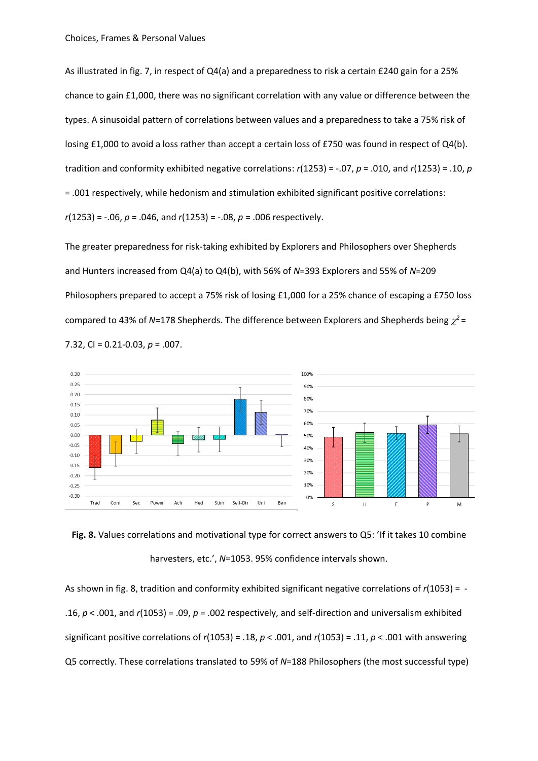As illustrated in fig. 7, in respect of Q4(a) and a preparedness to risk a certain £240 gain for a 25% chance to gain £1,000, there was no significant correlation with any value or difference between the types. A sinusoidal pattern of correlations between values and a preparedness to take a 75% risk of losing £1,000 to avoid a loss rather than accept a certain loss of £750 was found in respect of Q4(b). tradition and conformity exhibited negative correlations: $r(1253) = -.07$, $p = .010$, and $r(1253) = .10$, $p = .001$ respectively, while hedonism and stimulation exhibited significant positive correlations: $r(1253) = -.06$, $p = .046$, and $r(1253) = -.08$, $p = .006$ respectively.

The greater preparedness for risk-taking exhibited by Explorers and Philosophers over Shepherds and Hunters increased from Q4(a) to Q4(b), with 56% of $N$=393 Explorers and 55% of $N$=209 Philosophers prepared to accept a 75% risk of losing £1,000 for a 25% chance of escaping a £750 loss compared to 43% of $N$=178 Shepherds. The difference between Explorers and Shepherds being $\chi^2 = 7.32$, CI = 0.21-0.03, $p = .007$.

**Fig. 8.** Values correlations and motivational type for correct answers to Q5: 'If it takes 10 combine harvesters, etc.', $N$=1053. 95% confidence intervals shown.

As shown in fig. 8, tradition and conformity exhibited significant negative correlations of $r(1053) = -.16$, $p < .001$, and $r(1053) = .09$, $p = .002$ respectively, and self-direction and universalism exhibited significant positive correlations of $r(1053) = .18$, $p < .001$, and $r(1053) = .11$, $p < .001$ with answering Q5 correctly. These correlations translated to 59% of $N$=188 Philosophers (the most successful type)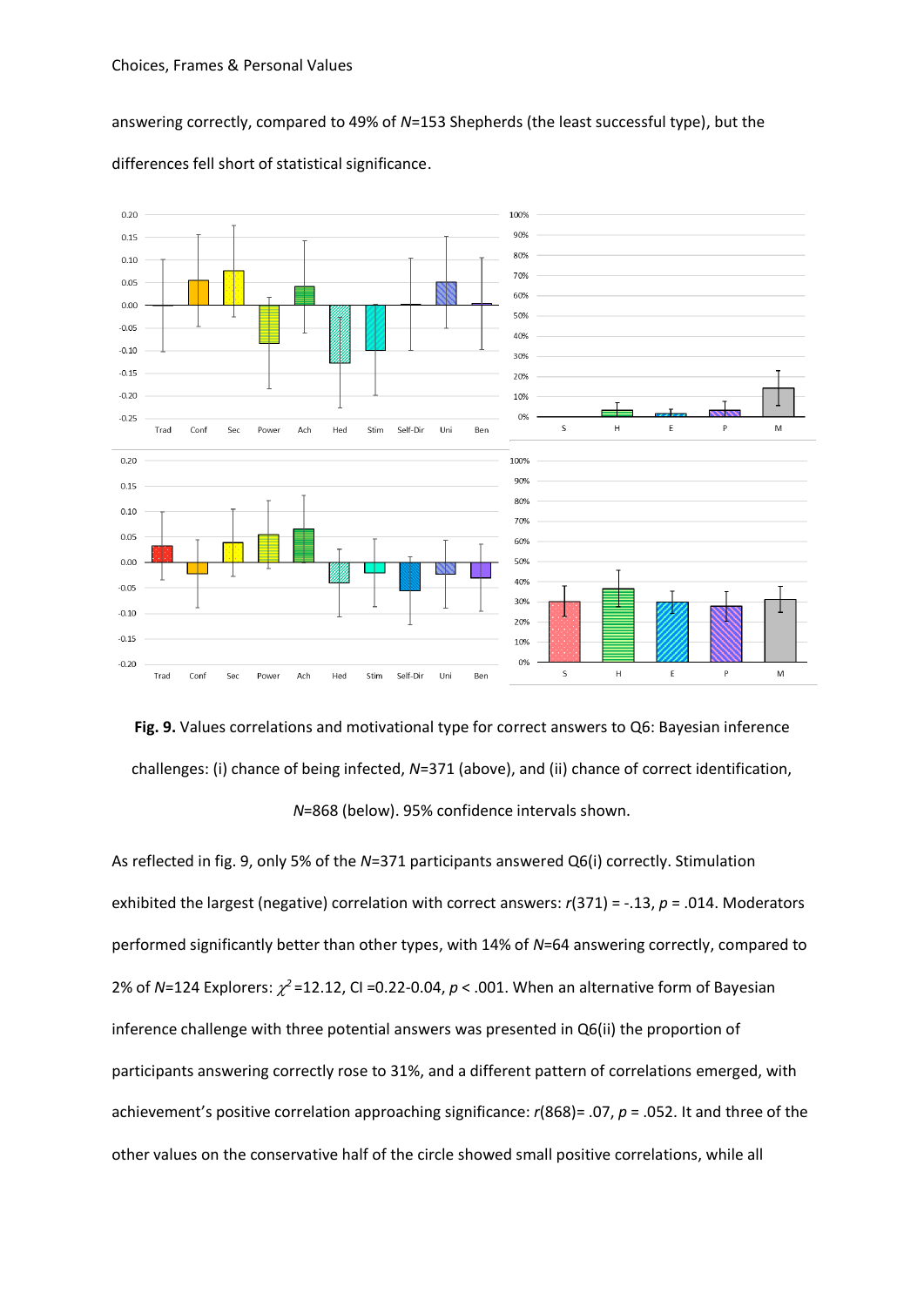answering correctly, compared to 49% of *N*=153 Shepherds (the least successful type), but the differences fell short of statistical significance.

**Fig. 9.** Values correlations and motivational type for correct answers to Q6: Bayesian inference challenges: (i) chance of being infected, *N*=371 (above), and (ii) chance of correct identification, *N*=868 (below). 95% confidence intervals shown.

As reflected in fig. 9, only 5% of the *N*=371 participants answered Q6(i) correctly. Stimulation exhibited the largest (negative) correlation with correct answers: *r*(371) = -.13, *p* = .014. Moderators performed significantly better than other types, with 14% of *N*=64 answering correctly, compared to 2% of *N*=124 Explorers: $\chi^2$ =12.12, CI =0.22-0.04, *p* < .001. When an alternative form of Bayesian inference challenge with three potential answers was presented in Q6(ii) the proportion of participants answering correctly rose to 31%, and a different pattern of correlations emerged, with achievement's positive correlation approaching significance: *r*(868)= .07, *p* = .052. It and three of the other values on the conservative half of the circle showed small positive correlations, while all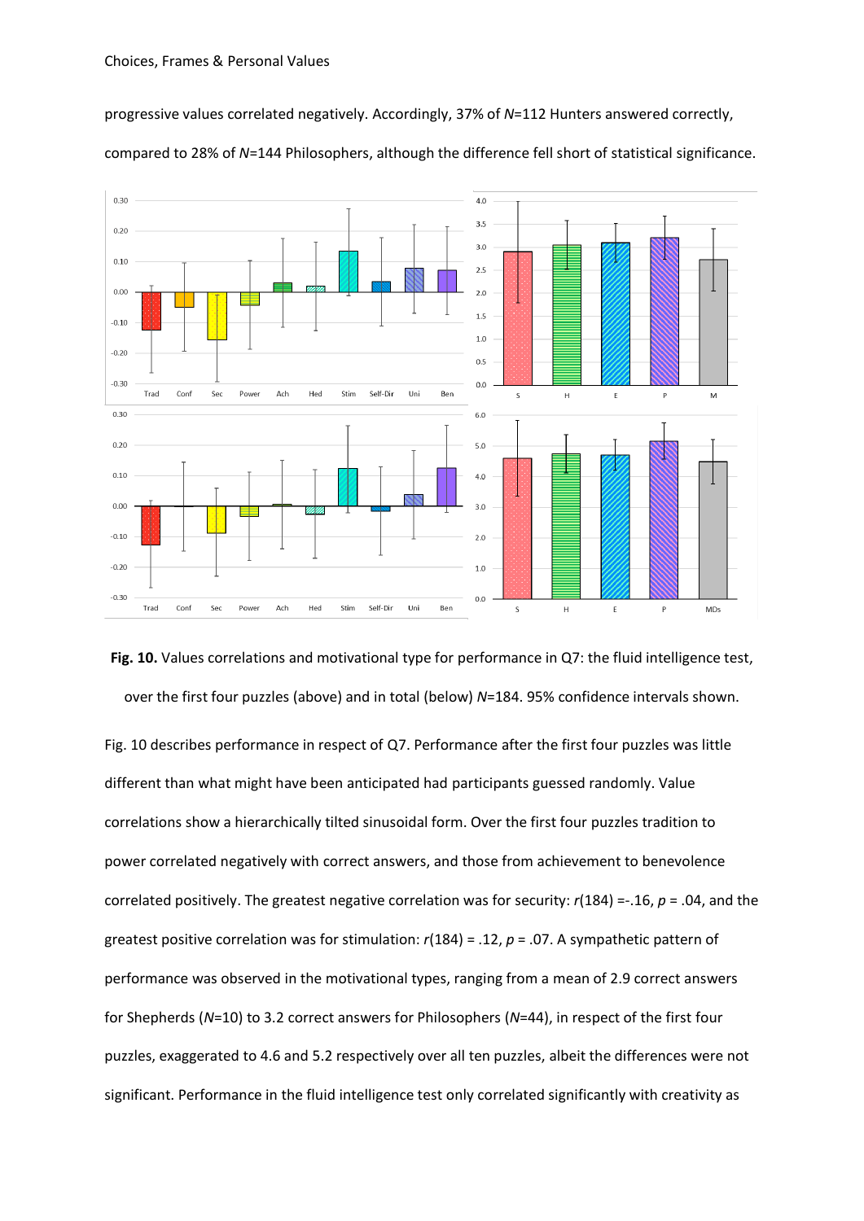progressive values correlated negatively. Accordingly, 37% of $N$=112 Hunters answered correctly, compared to 28% of $N$=144 Philosophers, although the difference fell short of statistical significance.

**Fig. 10.** Values correlations and motivational type for performance in Q7: the fluid intelligence test, over the first four puzzles (above) and in total (below) $N$=184. 95% confidence intervals shown.

Fig. 10 describes performance in respect of Q7. Performance after the first four puzzles was little different than what might have been anticipated had participants guessed randomly. Value correlations show a hierarchically tilted sinusoidal form. Over the first four puzzles tradition to power correlated negatively with correct answers, and those from achievement to benevolence correlated positively. The greatest negative correlation was for security: $r(184)$ =-.16, $p$ = .04, and the greatest positive correlation was for stimulation: $r(184)$ = .12, $p$ = .07. A sympathetic pattern of performance was observed in the motivational types, ranging from a mean of 2.9 correct answers for Shepherds ($N$=10) to 3.2 correct answers for Philosophers ($N$=44), in respect of the first four puzzles, exaggerated to 4.6 and 5.2 respectively over all ten puzzles, albeit the differences were not significant. Performance in the fluid intelligence test only correlated significantly with creativity as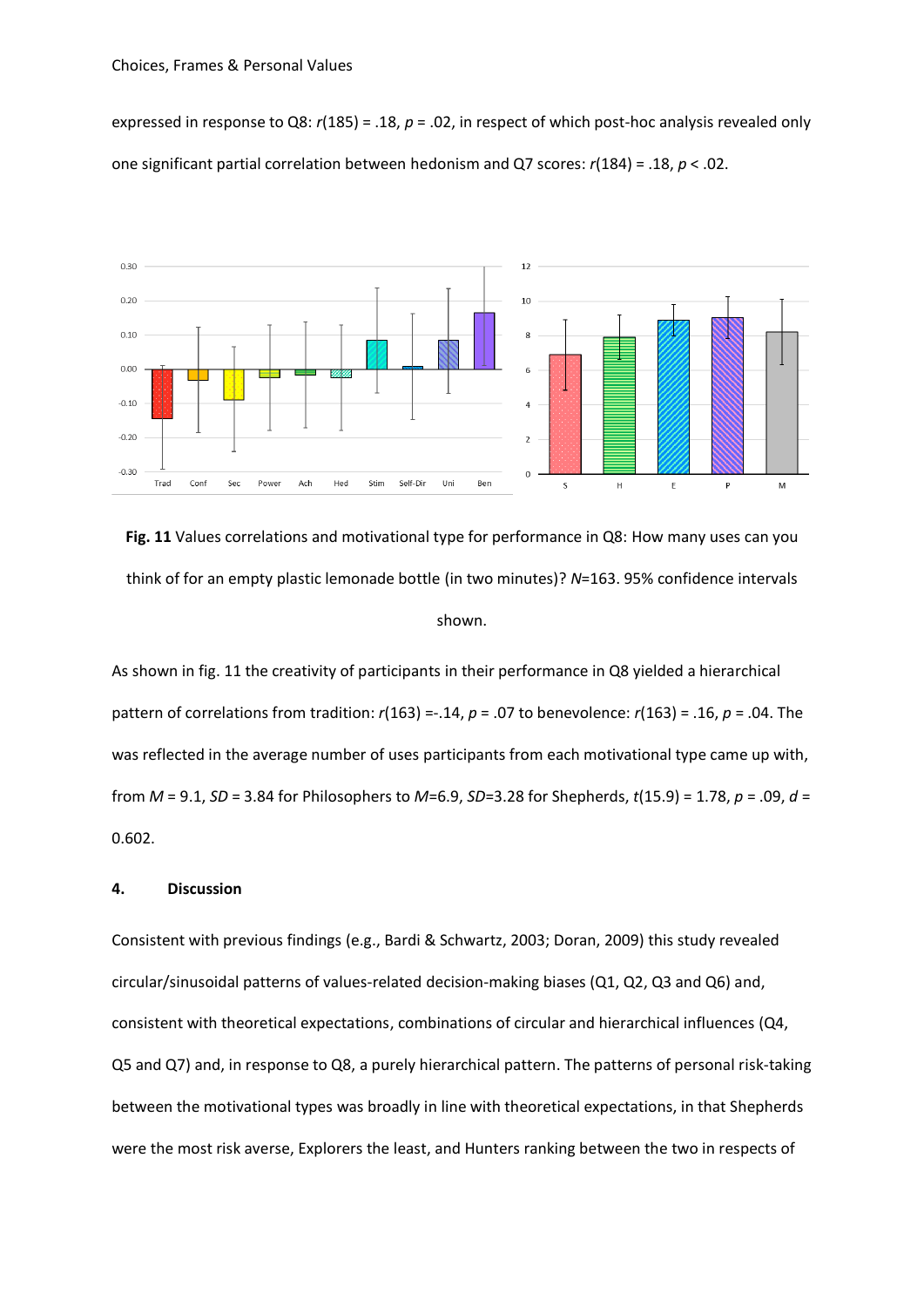expressed in response to Q8: $r(185) = .18$, $p = .02$, in respect of which post-hoc analysis revealed only one significant partial correlation between hedonism and Q7 scores: $r(184) = .18$, $p < .02$.

**Fig. 11** Values correlations and motivational type for performance in Q8: How many uses can you think of for an empty plastic lemonade bottle (in two minutes)? $N$=163. 95% confidence intervals shown.

As shown in fig. 11 the creativity of participants in their performance in Q8 yielded a hierarchical pattern of correlations from tradition: $r(163) = -.14$, $p = .07$ to benevolence: $r(163) = .16$, $p = .04$. The was reflected in the average number of uses participants from each motivational type came up with, from $M = 9.1$, $SD = 3.84$ for Philosophers to $M$=6.9, $SD$=3.28 for Shepherds, $t(15.9) = 1.78$, $p = .09$, $d = 0.602$.

## 4. Discussion

Consistent with previous findings (e.g., Bardi & Schwartz, 2003; Doran, 2009) this study revealed circular/sinusoidal patterns of values-related decision-making biases (Q1, Q2, Q3 and Q6) and, consistent with theoretical expectations, combinations of circular and hierarchical influences (Q4, Q5 and Q7) and, in response to Q8, a purely hierarchical pattern. The patterns of personal risk-taking between the motivational types was broadly in line with theoretical expectations, in that Shepherds were the most risk averse, Explorers the least, and Hunters ranking between the two in respects of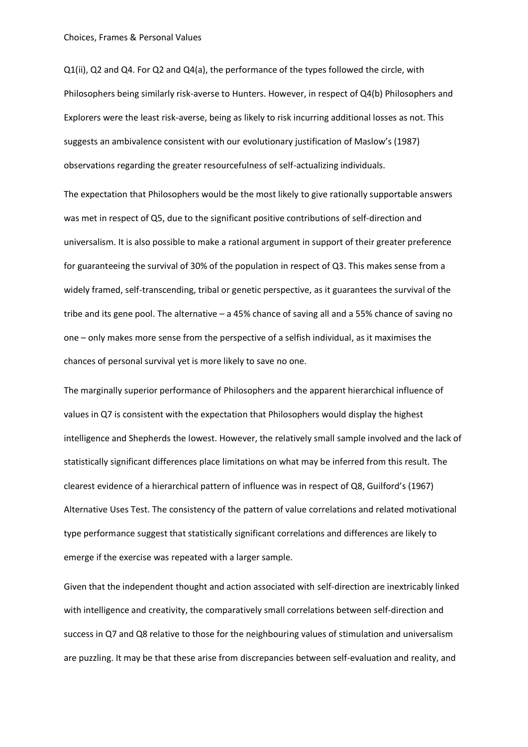Q1(ii), Q2 and Q4. For Q2 and Q4(a), the performance of the types followed the circle, with Philosophers being similarly risk-averse to Hunters. However, in respect of Q4(b) Philosophers and Explorers were the least risk-averse, being as likely to risk incurring additional losses as not. This suggests an ambivalence consistent with our evolutionary justification of Maslow's (1987) observations regarding the greater resourcefulness of self-actualizing individuals.

The expectation that Philosophers would be the most likely to give rationally supportable answers was met in respect of Q5, due to the significant positive contributions of self-direction and universalism. It is also possible to make a rational argument in support of their greater preference for guaranteeing the survival of 30% of the population in respect of Q3. This makes sense from a widely framed, self-transcending, tribal or genetic perspective, as it guarantees the survival of the tribe and its gene pool. The alternative – a 45% chance of saving all and a 55% chance of saving no one – only makes more sense from the perspective of a selfish individual, as it maximises the chances of personal survival yet is more likely to save no one.

The marginally superior performance of Philosophers and the apparent hierarchical influence of values in Q7 is consistent with the expectation that Philosophers would display the highest intelligence and Shepherds the lowest. However, the relatively small sample involved and the lack of statistically significant differences place limitations on what may be inferred from this result. The clearest evidence of a hierarchical pattern of influence was in respect of Q8, Guilford's (1967) Alternative Uses Test. The consistency of the pattern of value correlations and related motivational type performance suggest that statistically significant correlations and differences are likely to emerge if the exercise was repeated with a larger sample.

Given that the independent thought and action associated with self-direction are inextricably linked with intelligence and creativity, the comparatively small correlations between self-direction and success in Q7 and Q8 relative to those for the neighbouring values of stimulation and universalism are puzzling. It may be that these arise from discrepancies between self-evaluation and reality, and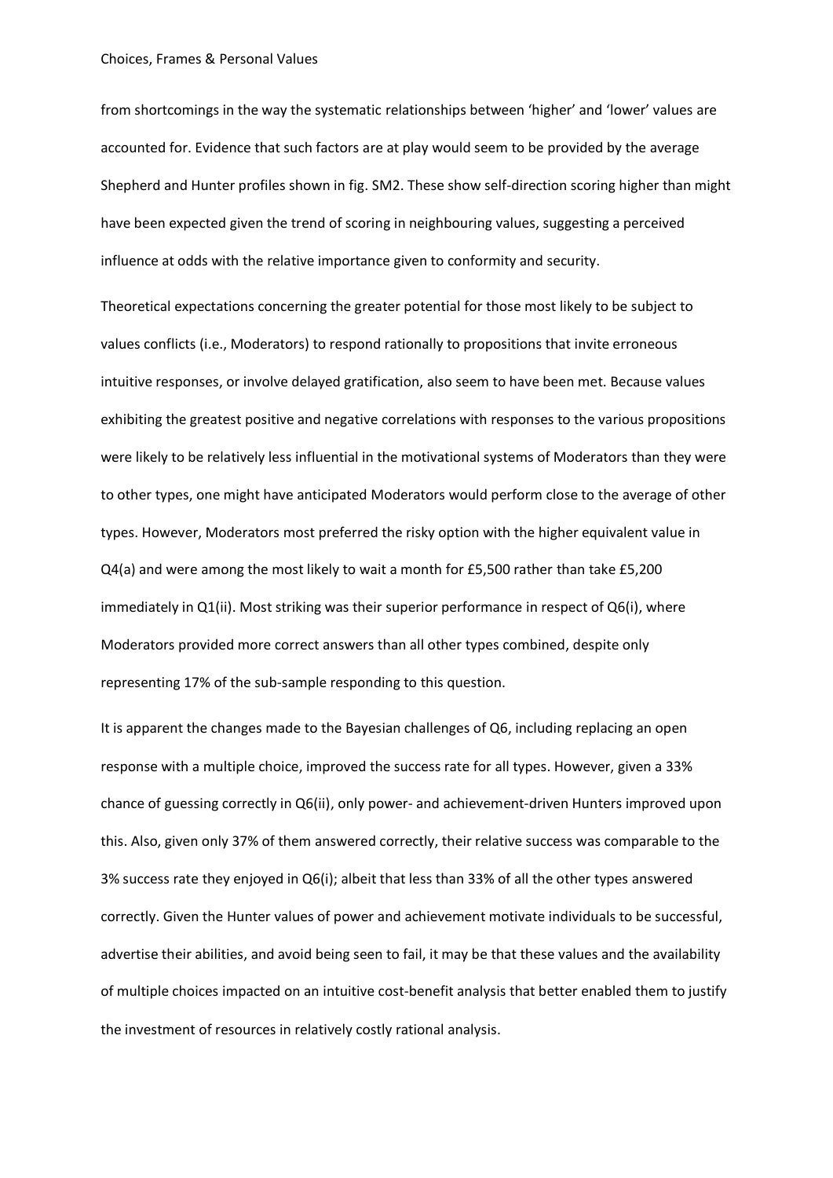from shortcomings in the way the systematic relationships between 'higher' and 'lower' values are accounted for. Evidence that such factors are at play would seem to be provided by the average Shepherd and Hunter profiles shown in fig. SM2. These show self-direction scoring higher than might have been expected given the trend of scoring in neighbouring values, suggesting a perceived influence at odds with the relative importance given to conformity and security.

Theoretical expectations concerning the greater potential for those most likely to be subject to values conflicts (i.e., Moderators) to respond rationally to propositions that invite erroneous intuitive responses, or involve delayed gratification, also seem to have been met. Because values exhibiting the greatest positive and negative correlations with responses to the various propositions were likely to be relatively less influential in the motivational systems of Moderators than they were to other types, one might have anticipated Moderators would perform close to the average of other types. However, Moderators most preferred the risky option with the higher equivalent value in Q4(a) and were among the most likely to wait a month for £5,500 rather than take £5,200 immediately in Q1(ii). Most striking was their superior performance in respect of Q6(i), where Moderators provided more correct answers than all other types combined, despite only representing 17% of the sub-sample responding to this question.

It is apparent the changes made to the Bayesian challenges of Q6, including replacing an open response with a multiple choice, improved the success rate for all types. However, given a 33% chance of guessing correctly in Q6(ii), only power- and achievement-driven Hunters improved upon this. Also, given only 37% of them answered correctly, their relative success was comparable to the 3% success rate they enjoyed in Q6(i); albeit that less than 33% of all the other types answered correctly. Given the Hunter values of power and achievement motivate individuals to be successful, advertise their abilities, and avoid being seen to fail, it may be that these values and the availability of multiple choices impacted on an intuitive cost-benefit analysis that better enabled them to justify the investment of resources in relatively costly rational analysis.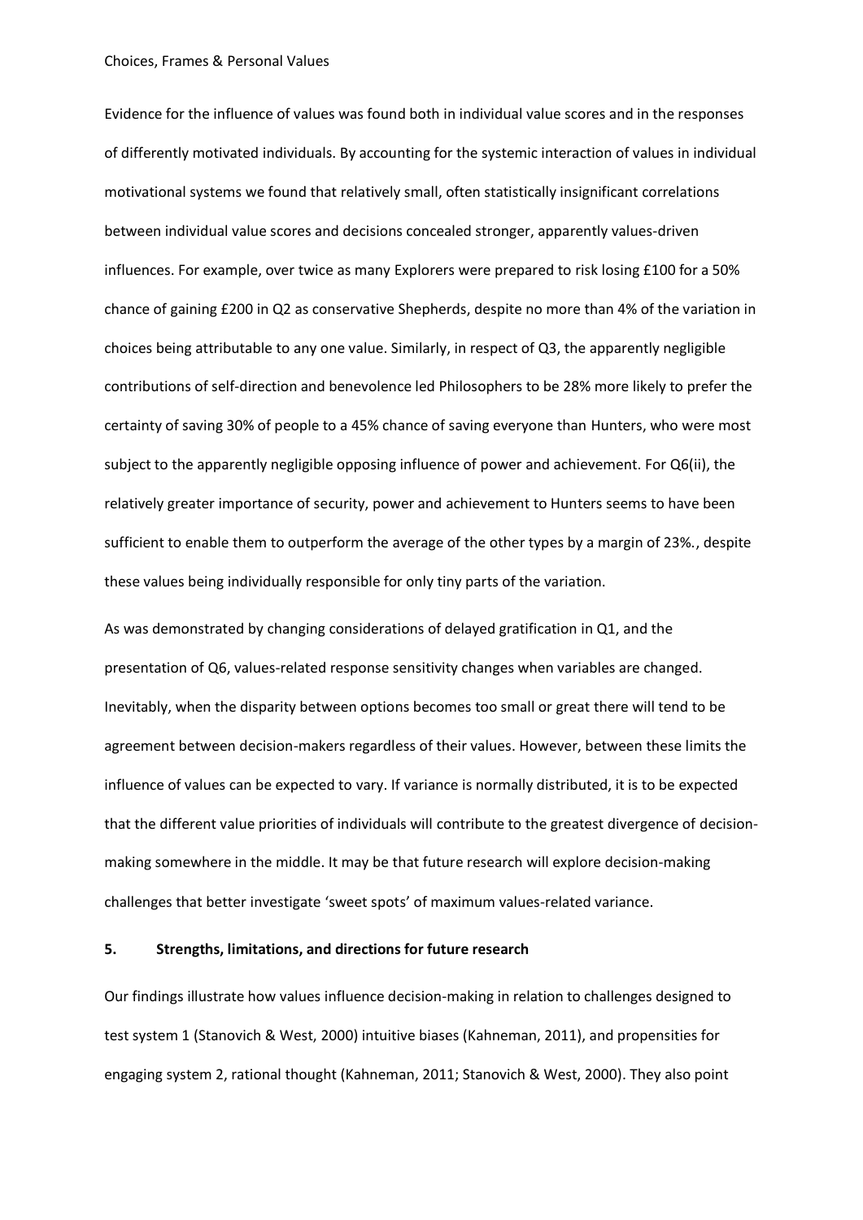Evidence for the influence of values was found both in individual value scores and in the responses of differently motivated individuals. By accounting for the systemic interaction of values in individual motivational systems we found that relatively small, often statistically insignificant correlations between individual value scores and decisions concealed stronger, apparently values-driven influences. For example, over twice as many Explorers were prepared to risk losing £100 for a 50% chance of gaining £200 in Q2 as conservative Shepherds, despite no more than 4% of the variation in choices being attributable to any one value. Similarly, in respect of Q3, the apparently negligible contributions of self-direction and benevolence led Philosophers to be 28% more likely to prefer the certainty of saving 30% of people to a 45% chance of saving everyone than Hunters, who were most subject to the apparently negligible opposing influence of power and achievement. For Q6(ii), the relatively greater importance of security, power and achievement to Hunters seems to have been sufficient to enable them to outperform the average of the other types by a margin of 23%., despite these values being individually responsible for only tiny parts of the variation.

As was demonstrated by changing considerations of delayed gratification in Q1, and the presentation of Q6, values-related response sensitivity changes when variables are changed. Inevitably, when the disparity between options becomes too small or great there will tend to be agreement between decision-makers regardless of their values. However, between these limits the influence of values can be expected to vary. If variance is normally distributed, it is to be expected that the different value priorities of individuals will contribute to the greatest divergence of decision-making somewhere in the middle. It may be that future research will explore decision-making challenges that better investigate 'sweet spots' of maximum values-related variance.

## 5. Strengths, limitations, and directions for future research

Our findings illustrate how values influence decision-making in relation to challenges designed to test system 1 (Stanovich & West, 2000) intuitive biases (Kahneman, 2011), and propensities for engaging system 2, rational thought (Kahneman, 2011; Stanovich & West, 2000). They also point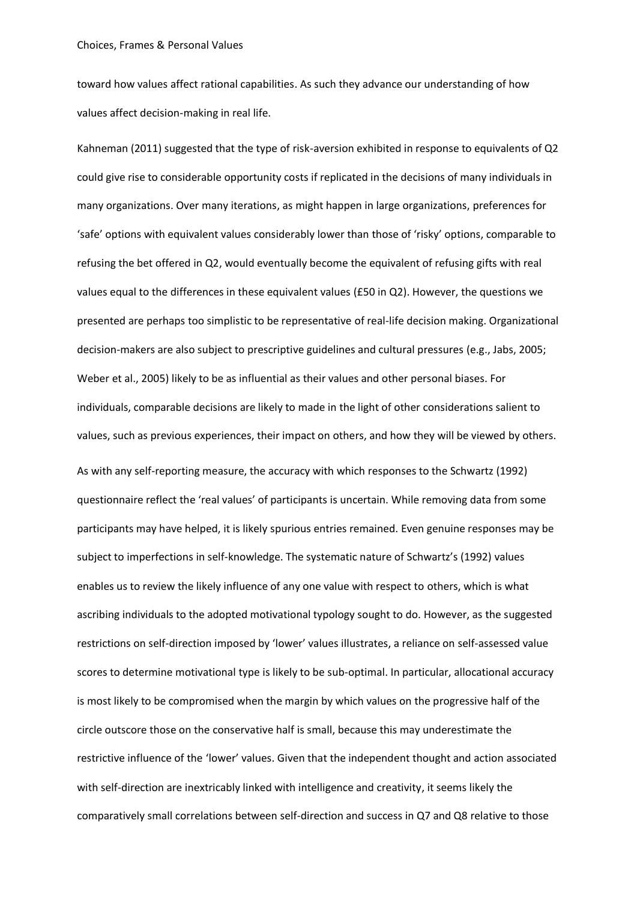toward how values affect rational capabilities. As such they advance our understanding of how values affect decision-making in real life.

Kahneman (2011) suggested that the type of risk-aversion exhibited in response to equivalents of Q2 could give rise to considerable opportunity costs if replicated in the decisions of many individuals in many organizations. Over many iterations, as might happen in large organizations, preferences for 'safe' options with equivalent values considerably lower than those of 'risky' options, comparable to refusing the bet offered in Q2, would eventually become the equivalent of refusing gifts with real values equal to the differences in these equivalent values (£50 in Q2). However, the questions we presented are perhaps too simplistic to be representative of real-life decision making. Organizational decision-makers are also subject to prescriptive guidelines and cultural pressures (e.g., Jabs, 2005; Weber et al., 2005) likely to be as influential as their values and other personal biases. For individuals, comparable decisions are likely to made in the light of other considerations salient to values, such as previous experiences, their impact on others, and how they will be viewed by others.

As with any self-reporting measure, the accuracy with which responses to the Schwartz (1992) questionnaire reflect the 'real values' of participants is uncertain. While removing data from some participants may have helped, it is likely spurious entries remained. Even genuine responses may be subject to imperfections in self-knowledge. The systematic nature of Schwartz's (1992) values enables us to review the likely influence of any one value with respect to others, which is what ascribing individuals to the adopted motivational typology sought to do. However, as the suggested restrictions on self-direction imposed by 'lower' values illustrates, a reliance on self-assessed value scores to determine motivational type is likely to be sub-optimal. In particular, allocational accuracy is most likely to be compromised when the margin by which values on the progressive half of the circle outscore those on the conservative half is small, because this may underestimate the restrictive influence of the 'lower' values. Given that the independent thought and action associated with self-direction are inextricably linked with intelligence and creativity, it seems likely the comparatively small correlations between self-direction and success in Q7 and Q8 relative to those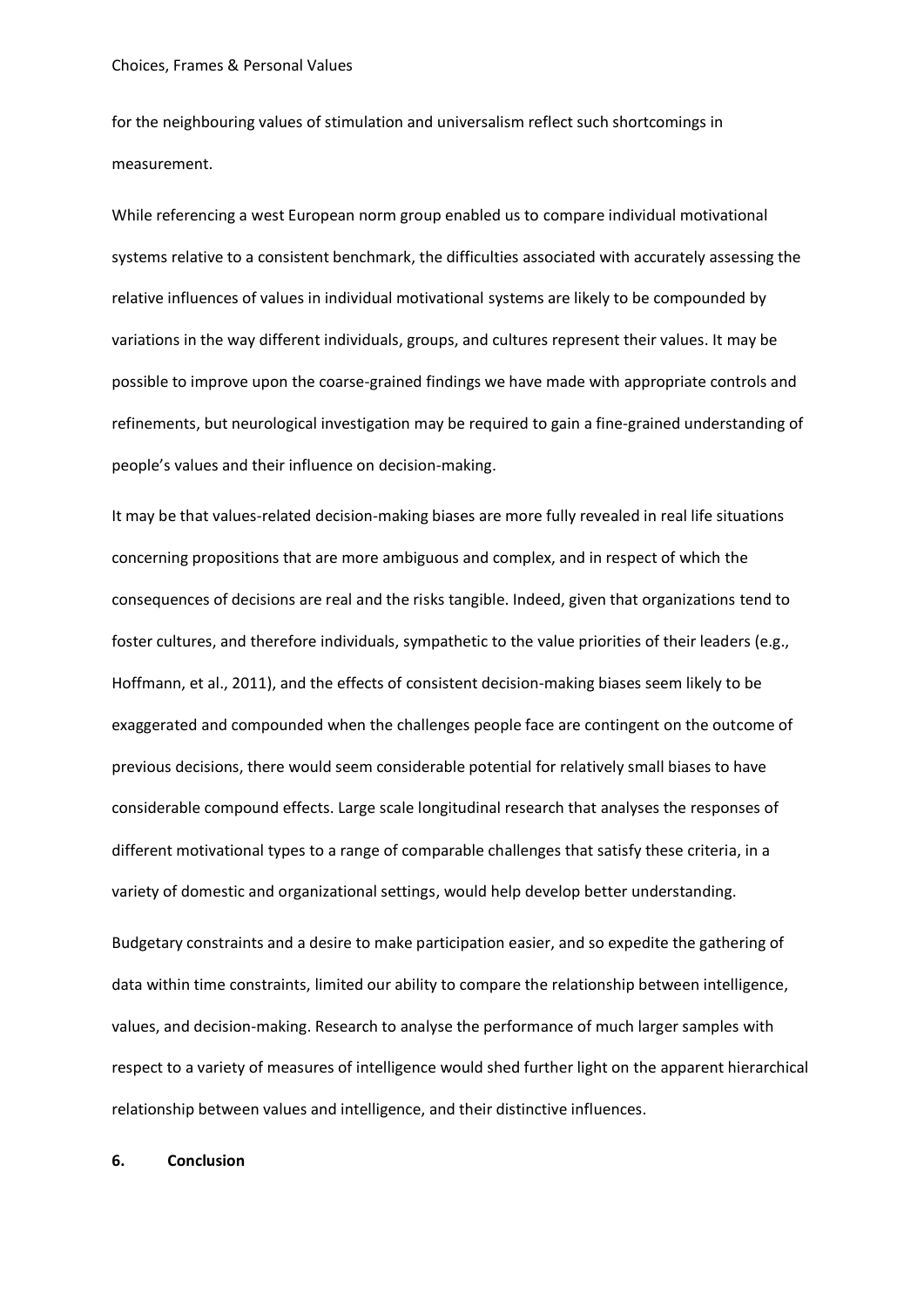for the neighbouring values of stimulation and universalism reflect such shortcomings in measurement.

While referencing a west European norm group enabled us to compare individual motivational systems relative to a consistent benchmark, the difficulties associated with accurately assessing the relative influences of values in individual motivational systems are likely to be compounded by variations in the way different individuals, groups, and cultures represent their values. It may be possible to improve upon the coarse-grained findings we have made with appropriate controls and refinements, but neurological investigation may be required to gain a fine-grained understanding of people's values and their influence on decision-making.

It may be that values-related decision-making biases are more fully revealed in real life situations concerning propositions that are more ambiguous and complex, and in respect of which the consequences of decisions are real and the risks tangible. Indeed, given that organizations tend to foster cultures, and therefore individuals, sympathetic to the value priorities of their leaders (e.g., Hoffmann, et al., 2011), and the effects of consistent decision-making biases seem likely to be exaggerated and compounded when the challenges people face are contingent on the outcome of previous decisions, there would seem considerable potential for relatively small biases to have considerable compound effects. Large scale longitudinal research that analyses the responses of different motivational types to a range of comparable challenges that satisfy these criteria, in a variety of domestic and organizational settings, would help develop better understanding.

Budgetary constraints and a desire to make participation easier, and so expedite the gathering of data within time constraints, limited our ability to compare the relationship between intelligence, values, and decision-making. Research to analyse the performance of much larger samples with respect to a variety of measures of intelligence would shed further light on the apparent hierarchical relationship between values and intelligence, and their distinctive influences.

## 6. Conclusion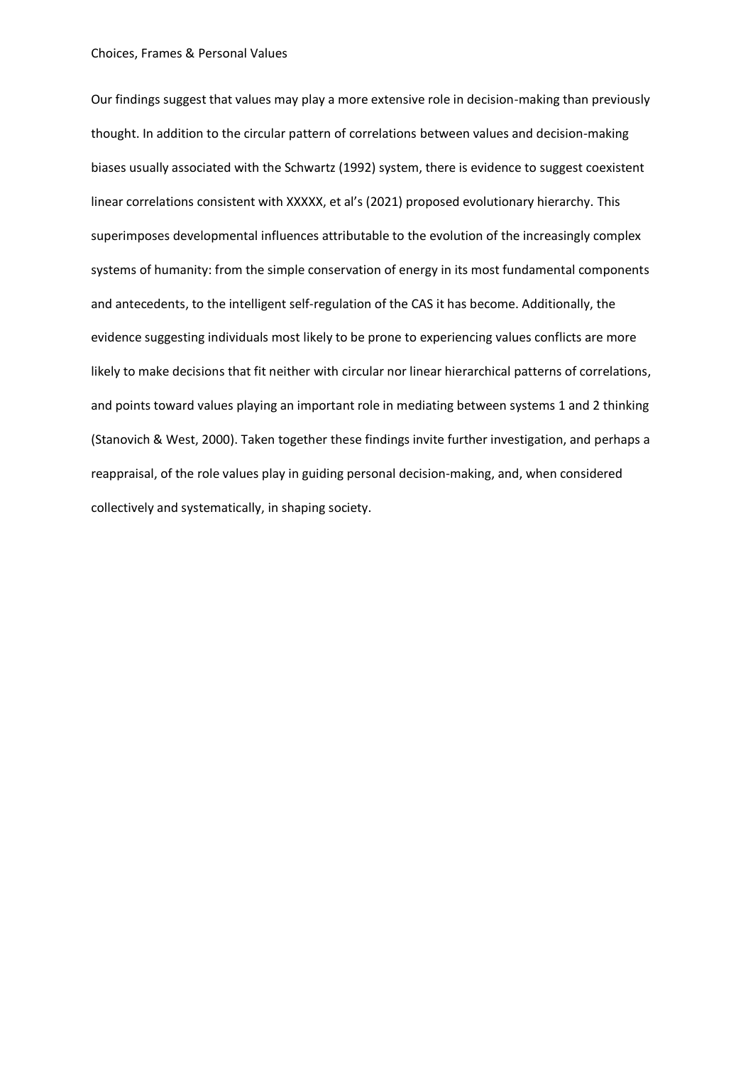Our findings suggest that values may play a more extensive role in decision-making than previously thought. In addition to the circular pattern of correlations between values and decision-making biases usually associated with the Schwartz (1992) system, there is evidence to suggest coexistent linear correlations consistent with XXXXX, et al's (2021) proposed evolutionary hierarchy. This superimposes developmental influences attributable to the evolution of the increasingly complex systems of humanity: from the simple conservation of energy in its most fundamental components and antecedents, to the intelligent self-regulation of the CAS it has become. Additionally, the evidence suggesting individuals most likely to be prone to experiencing values conflicts are more likely to make decisions that fit neither with circular nor linear hierarchical patterns of correlations, and points toward values playing an important role in mediating between systems 1 and 2 thinking (Stanovich & West, 2000). Taken together these findings invite further investigation, and perhaps a reappraisal, of the role values play in guiding personal decision-making, and, when considered collectively and systematically, in shaping society.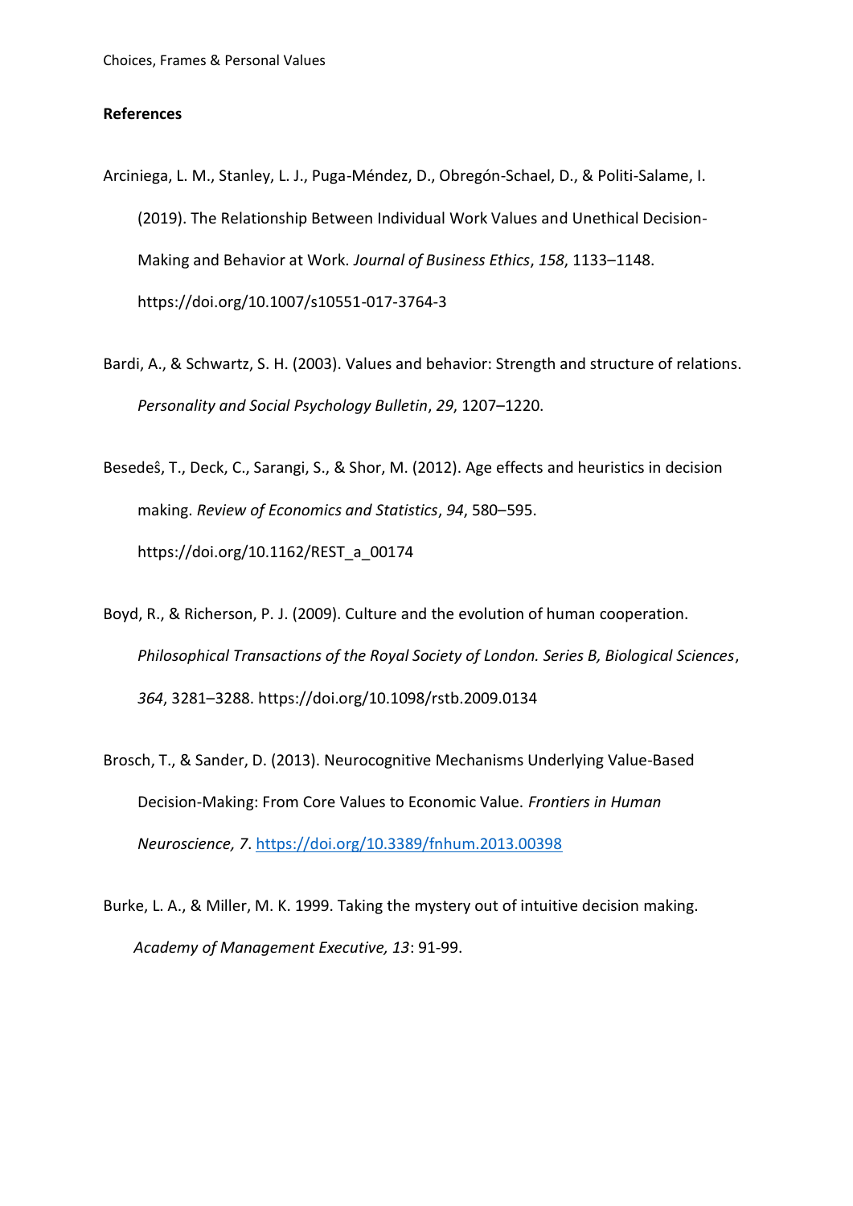**References**

Arciniega, L. M., Stanley, L. J., Puga-Méndez, D., Obregón-Schael, D., & Politi-Salame, I. (2019). The Relationship Between Individual Work Values and Unethical Decision-Making and Behavior at Work. *Journal of Business Ethics*, *158*, 1133–1148. https://doi.org/10.1007/s10551-017-3764-3

Bardi, A., & Schwartz, S. H. (2003). Values and behavior: Strength and structure of relations. *Personality and Social Psychology Bulletin*, *29*, 1207–1220.

Besedeŝ, T., Deck, C., Sarangi, S., & Shor, M. (2012). Age effects and heuristics in decision making. *Review of Economics and Statistics*, *94*, 580–595. https://doi.org/10.1162/REST_a_00174

Boyd, R., & Richerson, P. J. (2009). Culture and the evolution of human cooperation. *Philosophical Transactions of the Royal Society of London. Series B, Biological Sciences*, *364*, 3281–3288. https://doi.org/10.1098/rstb.2009.0134

Brosch, T., & Sander, D. (2013). Neurocognitive Mechanisms Underlying Value-Based Decision-Making: From Core Values to Economic Value. *Frontiers in Human Neuroscience, 7*. https://doi.org/10.3389/fnhum.2013.00398

Burke, L. A., & Miller, M. K. 1999. Taking the mystery out of intuitive decision making. *Academy of Management Executive, 13*: 91-99.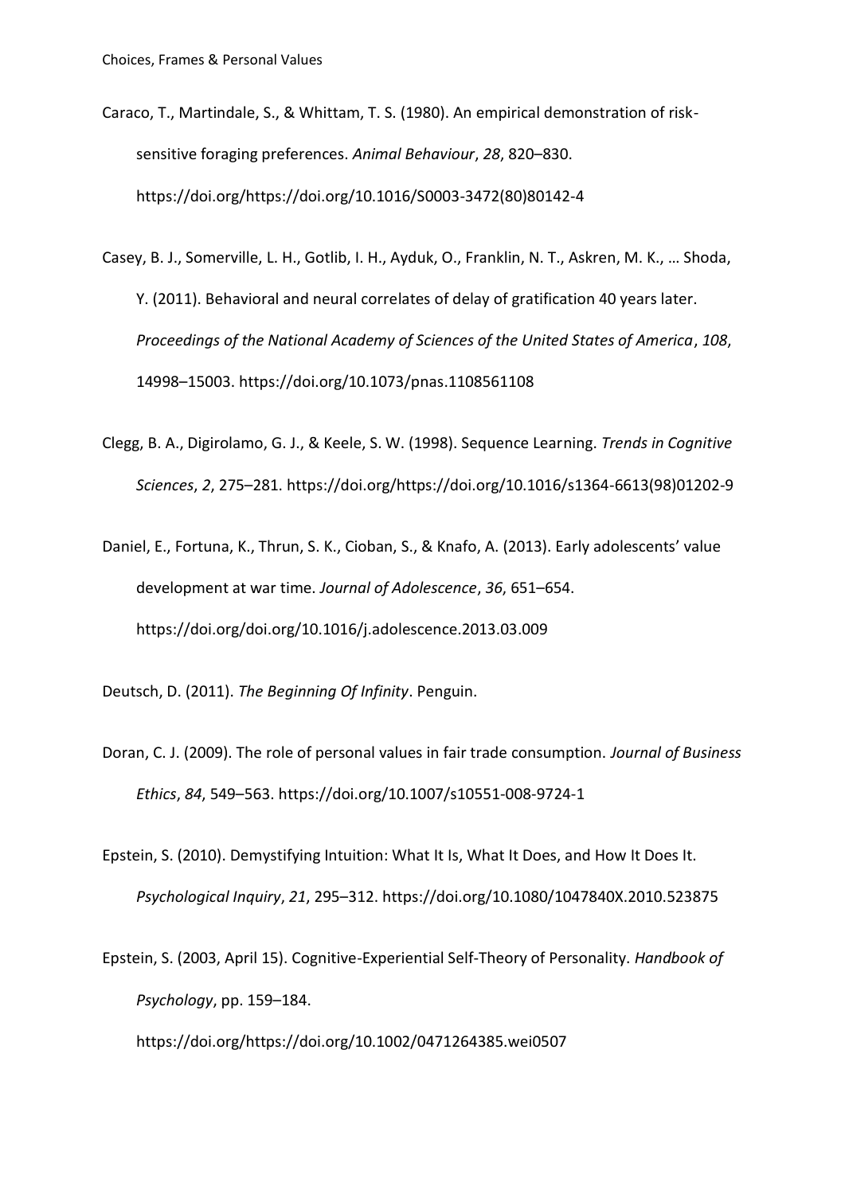Caraco, T., Martindale, S., & Whittam, T. S. (1980). An empirical demonstration of risk-sensitive foraging preferences. *Animal Behaviour*, *28*, 820–830. https://doi.org/https://doi.org/10.1016/S0003-3472(80)80142-4

Casey, B. J., Somerville, L. H., Gotlib, I. H., Ayduk, O., Franklin, N. T., Askren, M. K., … Shoda, Y. (2011). Behavioral and neural correlates of delay of gratification 40 years later. *Proceedings of the National Academy of Sciences of the United States of America*, *108*, 14998–15003. https://doi.org/10.1073/pnas.1108561108

Clegg, B. A., Digirolamo, G. J., & Keele, S. W. (1998). Sequence Learning. *Trends in Cognitive Sciences*, *2*, 275–281. https://doi.org/https://doi.org/10.1016/s1364-6613(98)01202-9

Daniel, E., Fortuna, K., Thrun, S. K., Cioban, S., & Knafo, A. (2013). Early adolescents' value development at war time. *Journal of Adolescence*, *36*, 651–654. https://doi.org/doi.org/10.1016/j.adolescence.2013.03.009

Deutsch, D. (2011). *The Beginning Of Infinity*. Penguin.

Doran, C. J. (2009). The role of personal values in fair trade consumption. *Journal of Business Ethics*, *84*, 549–563. https://doi.org/10.1007/s10551-008-9724-1

Epstein, S. (2010). Demystifying Intuition: What It Is, What It Does, and How It Does It. *Psychological Inquiry*, *21*, 295–312. https://doi.org/10.1080/1047840X.2010.523875

Epstein, S. (2003, April 15). Cognitive-Experiential Self-Theory of Personality. *Handbook of Psychology*, pp. 159–184. https://doi.org/https://doi.org/10.1002/0471264385.wei0507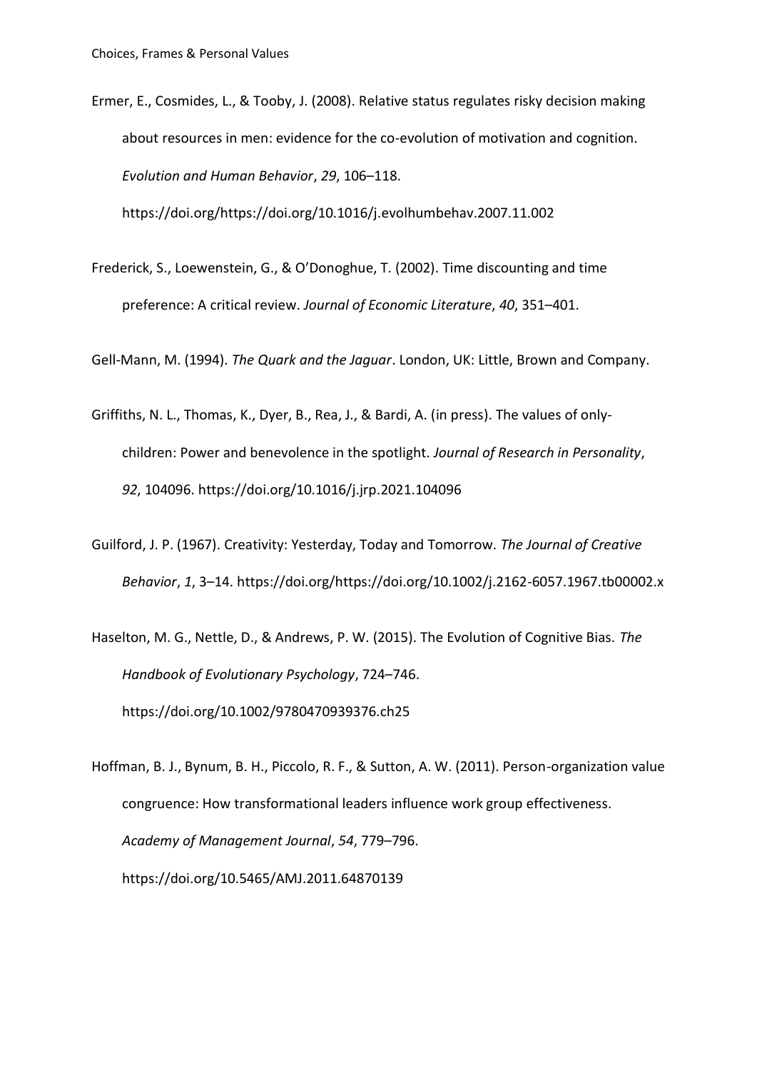Ermer, E., Cosmides, L., & Tooby, J. (2008). Relative status regulates risky decision making about resources in men: evidence for the co-evolution of motivation and cognition. *Evolution and Human Behavior*, *29*, 106–118. https://doi.org/https://doi.org/10.1016/j.evolhumbehav.2007.11.002

Frederick, S., Loewenstein, G., & O'Donoghue, T. (2002). Time discounting and time preference: A critical review. *Journal of Economic Literature*, *40*, 351–401.

Gell-Mann, M. (1994). *The Quark and the Jaguar*. London, UK: Little, Brown and Company.

Griffiths, N. L., Thomas, K., Dyer, B., Rea, J., & Bardi, A. (in press). The values of only-children: Power and benevolence in the spotlight. *Journal of Research in Personality*, *92*, 104096. https://doi.org/10.1016/j.jrp.2021.104096

Guilford, J. P. (1967). Creativity: Yesterday, Today and Tomorrow. *The Journal of Creative Behavior*, *1*, 3–14. https://doi.org/https://doi.org/10.1002/j.2162-6057.1967.tb00002.x

Haselton, M. G., Nettle, D., & Andrews, P. W. (2015). The Evolution of Cognitive Bias. *The Handbook of Evolutionary Psychology*, 724–746. https://doi.org/10.1002/9780470939376.ch25

Hoffman, B. J., Bynum, B. H., Piccolo, R. F., & Sutton, A. W. (2011). Person-organization value congruence: How transformational leaders influence work group effectiveness. *Academy of Management Journal*, *54*, 779–796. https://doi.org/10.5465/AMJ.2011.64870139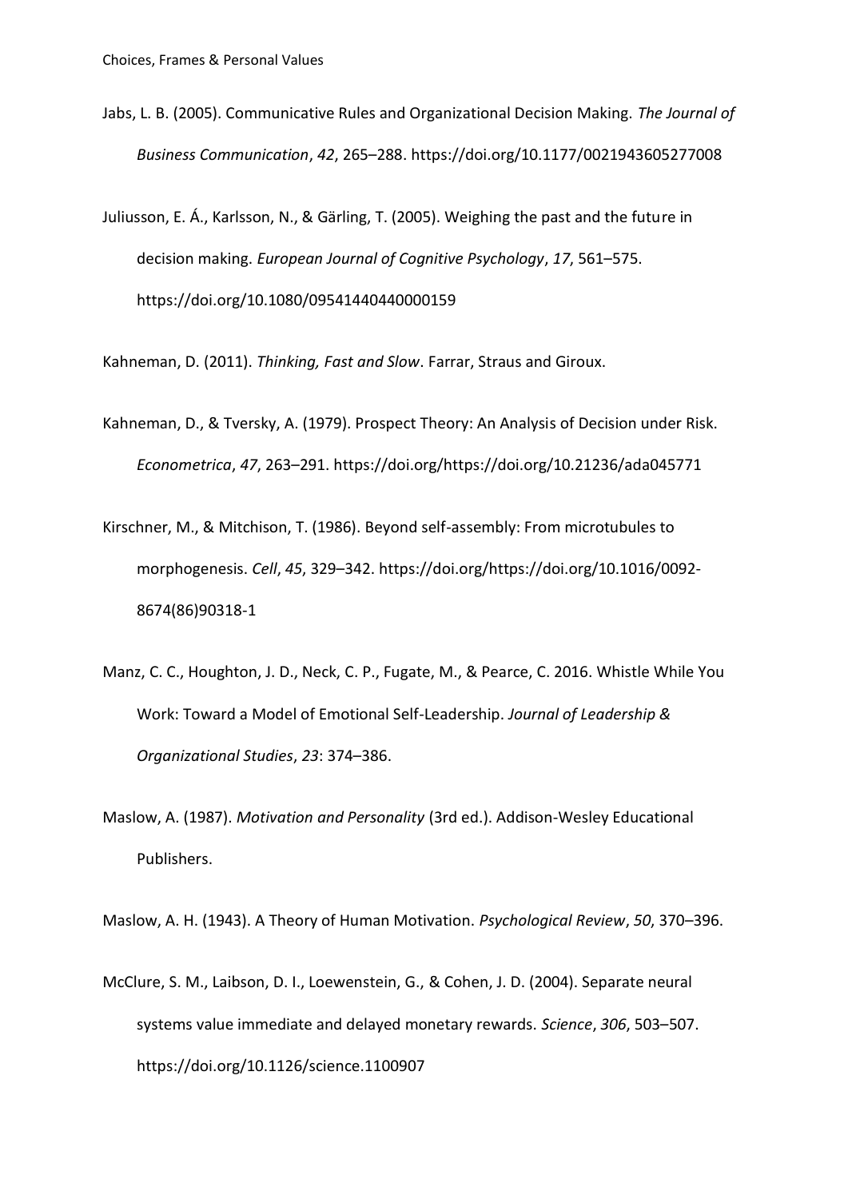Jabs, L. B. (2005). Communicative Rules and Organizational Decision Making. *The Journal of Business Communication*, *42*, 265–288. https://doi.org/10.1177/0021943605277008

Juliusson, E. Á., Karlsson, N., & Gärling, T. (2005). Weighing the past and the future in decision making. *European Journal of Cognitive Psychology*, *17*, 561–575. https://doi.org/10.1080/09541440440000159

Kahneman, D. (2011). *Thinking, Fast and Slow*. Farrar, Straus and Giroux.

Kahneman, D., & Tversky, A. (1979). Prospect Theory: An Analysis of Decision under Risk. *Econometrica*, *47*, 263–291. https://doi.org/https://doi.org/10.21236/ada045771

Kirschner, M., & Mitchison, T. (1986). Beyond self-assembly: From microtubules to morphogenesis. *Cell*, *45*, 329–342. https://doi.org/https://doi.org/10.1016/0092-8674(86)90318-1

Manz, C. C., Houghton, J. D., Neck, C. P., Fugate, M., & Pearce, C. 2016. Whistle While You Work: Toward a Model of Emotional Self-Leadership. *Journal of Leadership & Organizational Studies*, *23*: 374–386.

Maslow, A. (1987). *Motivation and Personality* (3rd ed.). Addison-Wesley Educational Publishers.

Maslow, A. H. (1943). A Theory of Human Motivation. *Psychological Review*, *50*, 370–396.

McClure, S. M., Laibson, D. I., Loewenstein, G., & Cohen, J. D. (2004). Separate neural systems value immediate and delayed monetary rewards. *Science*, *306*, 503–507. https://doi.org/10.1126/science.1100907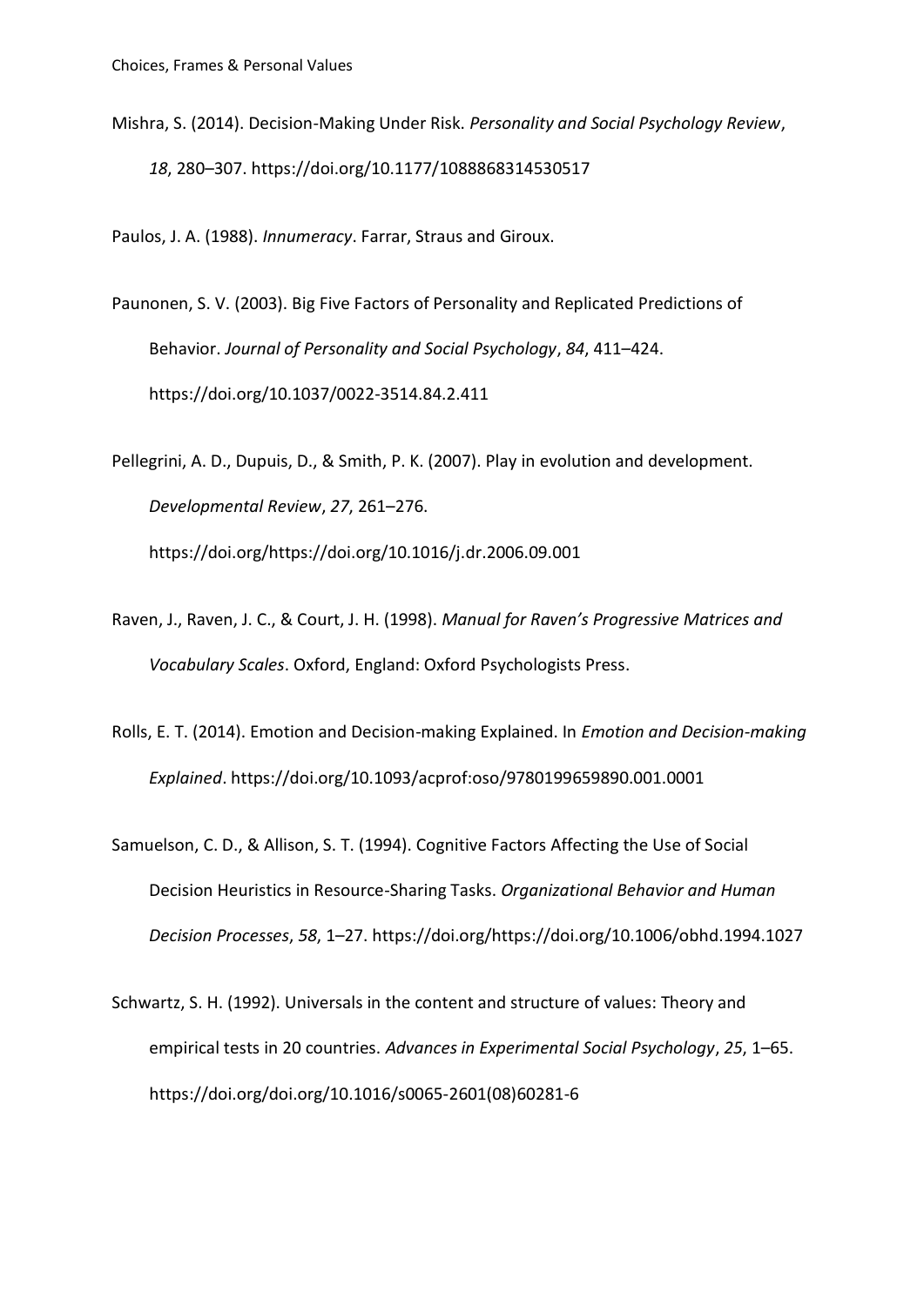Mishra, S. (2014). Decision-Making Under Risk. *Personality and Social Psychology Review*, *18*, 280–307. https://doi.org/10.1177/1088868314530517

Paulos, J. A. (1988). *Innumeracy*. Farrar, Straus and Giroux.

Paunonen, S. V. (2003). Big Five Factors of Personality and Replicated Predictions of Behavior. *Journal of Personality and Social Psychology*, *84*, 411–424. https://doi.org/10.1037/0022-3514.84.2.411

Pellegrini, A. D., Dupuis, D., & Smith, P. K. (2007). Play in evolution and development. *Developmental Review*, *27*, 261–276. https://doi.org/https://doi.org/10.1016/j.dr.2006.09.001

Raven, J., Raven, J. C., & Court, J. H. (1998). *Manual for Raven's Progressive Matrices and Vocabulary Scales*. Oxford, England: Oxford Psychologists Press.

Rolls, E. T. (2014). Emotion and Decision-making Explained. In *Emotion and Decision-making Explained*. https://doi.org/10.1093/acprof:oso/9780199659890.001.0001

Samuelson, C. D., & Allison, S. T. (1994). Cognitive Factors Affecting the Use of Social Decision Heuristics in Resource-Sharing Tasks. *Organizational Behavior and Human Decision Processes*, *58*, 1–27. https://doi.org/https://doi.org/10.1006/obhd.1994.1027

Schwartz, S. H. (1992). Universals in the content and structure of values: Theory and empirical tests in 20 countries. *Advances in Experimental Social Psychology*, *25*, 1–65. https://doi.org/doi.org/10.1016/s0065-2601(08)60281-6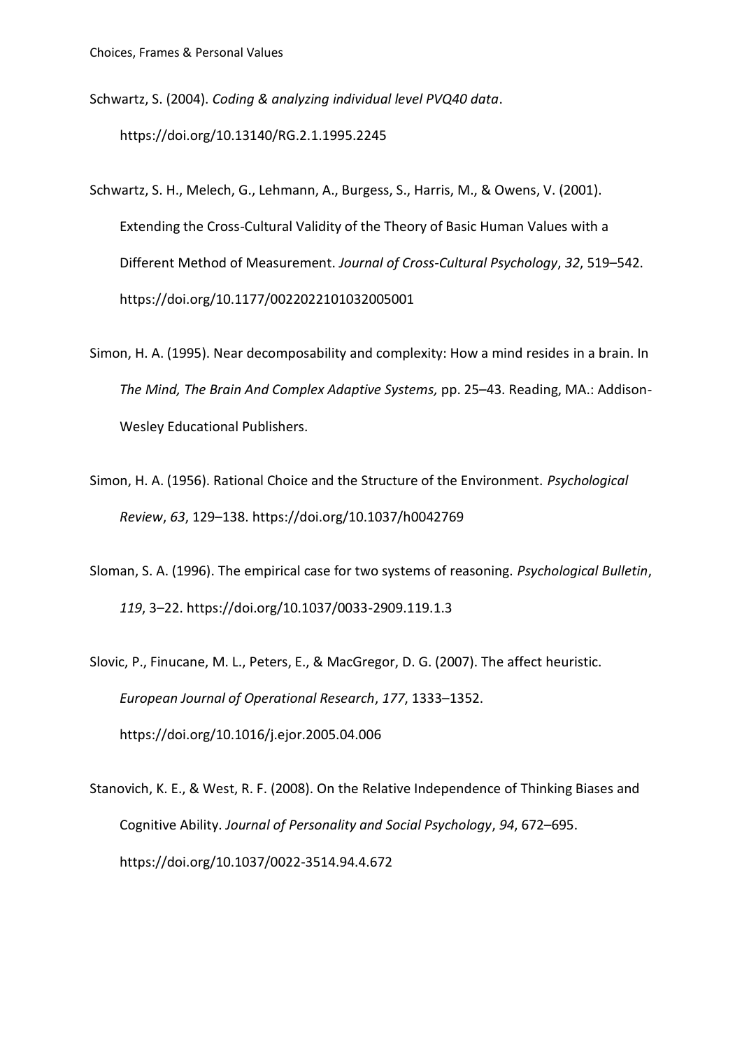Schwartz, S. (2004). *Coding & analyzing individual level PVQ40 data*. https://doi.org/10.13140/RG.2.1.1995.2245

Schwartz, S. H., Melech, G., Lehmann, A., Burgess, S., Harris, M., & Owens, V. (2001). Extending the Cross-Cultural Validity of the Theory of Basic Human Values with a Different Method of Measurement. *Journal of Cross-Cultural Psychology*, *32*, 519–542. https://doi.org/10.1177/0022022101032005001

Simon, H. A. (1995). Near decomposability and complexity: How a mind resides in a brain. In *The Mind, The Brain And Complex Adaptive Systems,* pp. 25–43. Reading, MA.: Addison-Wesley Educational Publishers.

Simon, H. A. (1956). Rational Choice and the Structure of the Environment. *Psychological Review*, *63*, 129–138. https://doi.org/10.1037/h0042769

Sloman, S. A. (1996). The empirical case for two systems of reasoning. *Psychological Bulletin*, *119*, 3–22. https://doi.org/10.1037/0033-2909.119.1.3

Slovic, P., Finucane, M. L., Peters, E., & MacGregor, D. G. (2007). The affect heuristic. *European Journal of Operational Research*, *177*, 1333–1352. https://doi.org/10.1016/j.ejor.2005.04.006

Stanovich, K. E., & West, R. F. (2008). On the Relative Independence of Thinking Biases and Cognitive Ability. *Journal of Personality and Social Psychology*, *94*, 672–695. https://doi.org/10.1037/0022-3514.94.4.672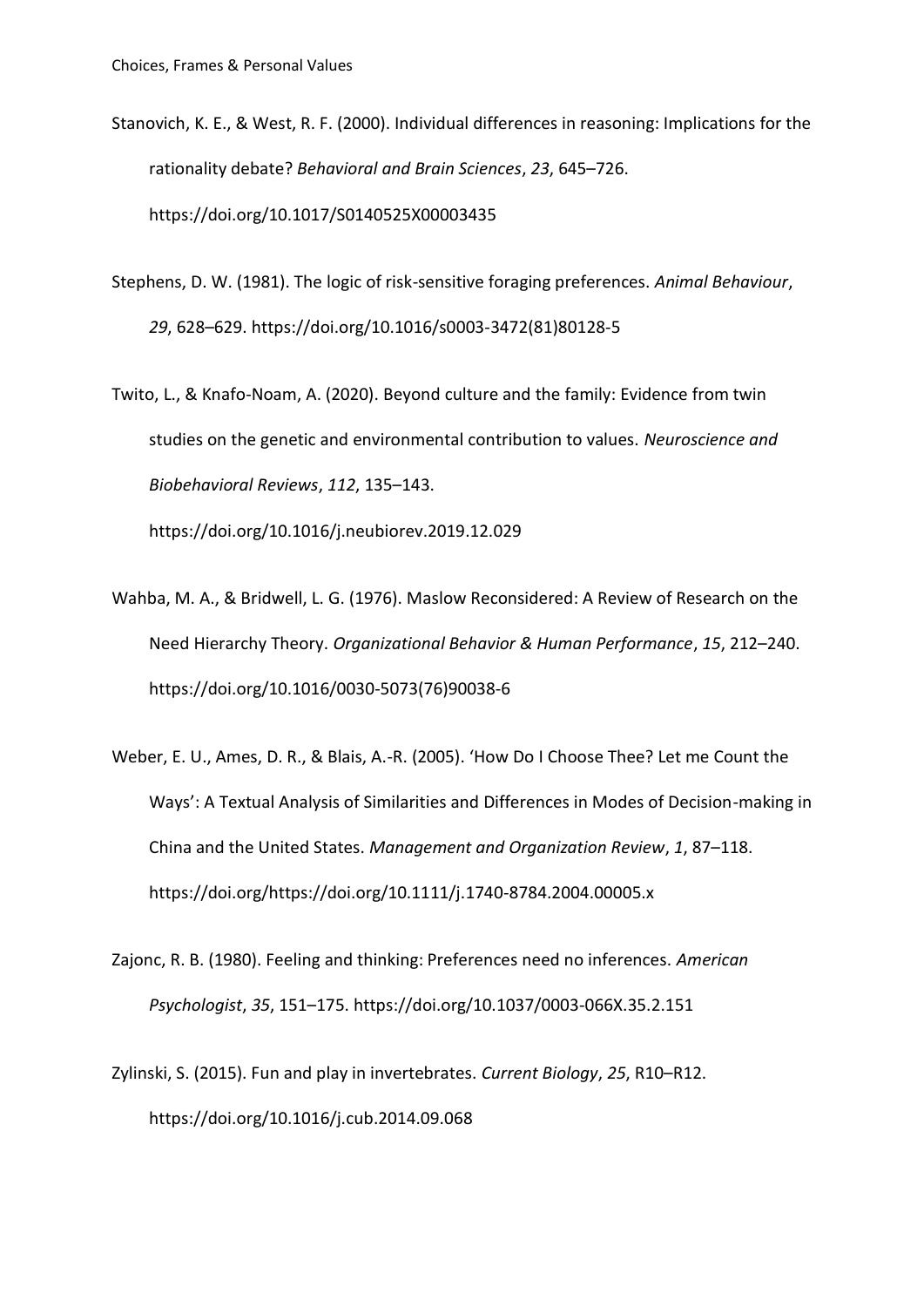Stanovich, K. E., & West, R. F. (2000). Individual differences in reasoning: Implications for the rationality debate? *Behavioral and Brain Sciences*, *23*, 645–726. https://doi.org/10.1017/S0140525X00003435

Stephens, D. W. (1981). The logic of risk-sensitive foraging preferences. *Animal Behaviour*, *29*, 628–629. https://doi.org/10.1016/s0003-3472(81)80128-5

Twito, L., & Knafo-Noam, A. (2020). Beyond culture and the family: Evidence from twin studies on the genetic and environmental contribution to values. *Neuroscience and Biobehavioral Reviews*, *112*, 135–143. https://doi.org/10.1016/j.neubiorev.2019.12.029

Wahba, M. A., & Bridwell, L. G. (1976). Maslow Reconsidered: A Review of Research on the Need Hierarchy Theory. *Organizational Behavior & Human Performance*, *15*, 212–240. https://doi.org/10.1016/0030-5073(76)90038-6

Weber, E. U., Ames, D. R., & Blais, A.-R. (2005). 'How Do I Choose Thee? Let me Count the Ways': A Textual Analysis of Similarities and Differences in Modes of Decision-making in China and the United States. *Management and Organization Review*, *1*, 87–118. https://doi.org/https://doi.org/10.1111/j.1740-8784.2004.00005.x

Zajonc, R. B. (1980). Feeling and thinking: Preferences need no inferences. *American Psychologist*, *35*, 151–175. https://doi.org/10.1037/0003-066X.35.2.151

Zylinski, S. (2015). Fun and play in invertebrates. *Current Biology*, *25*, R10–R12. https://doi.org/10.1016/j.cub.2014.09.068